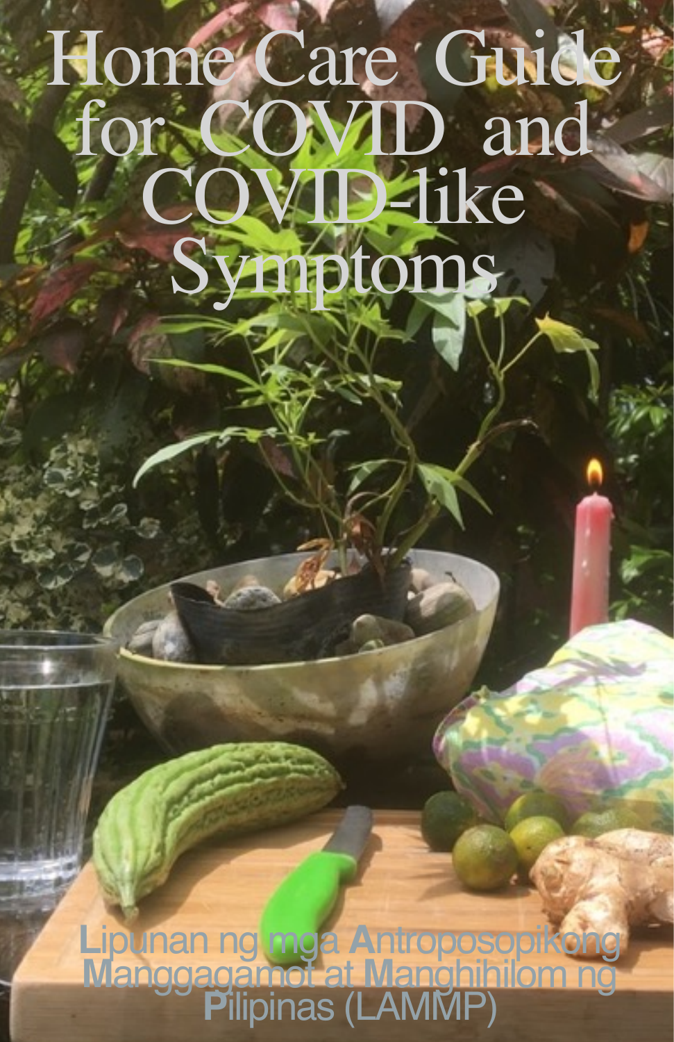# Home Care Guide for COVID and COVID-like Symptoms

Lipunan ng mga Antroposopikong Manggagamot at Manghihilom ng Pilipinas (LAMMP)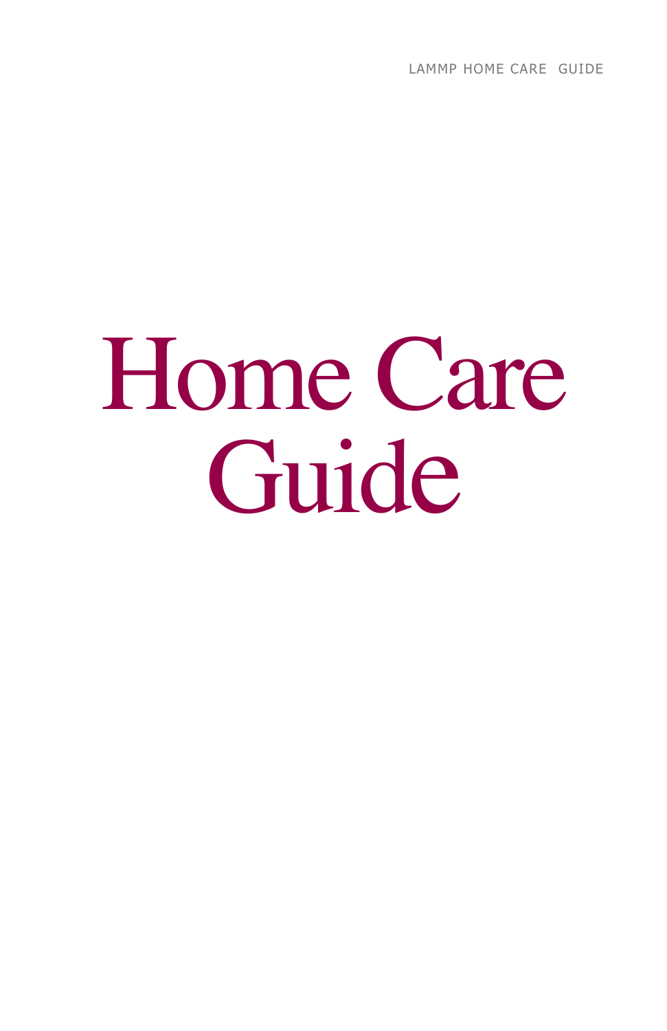# Home Care Guide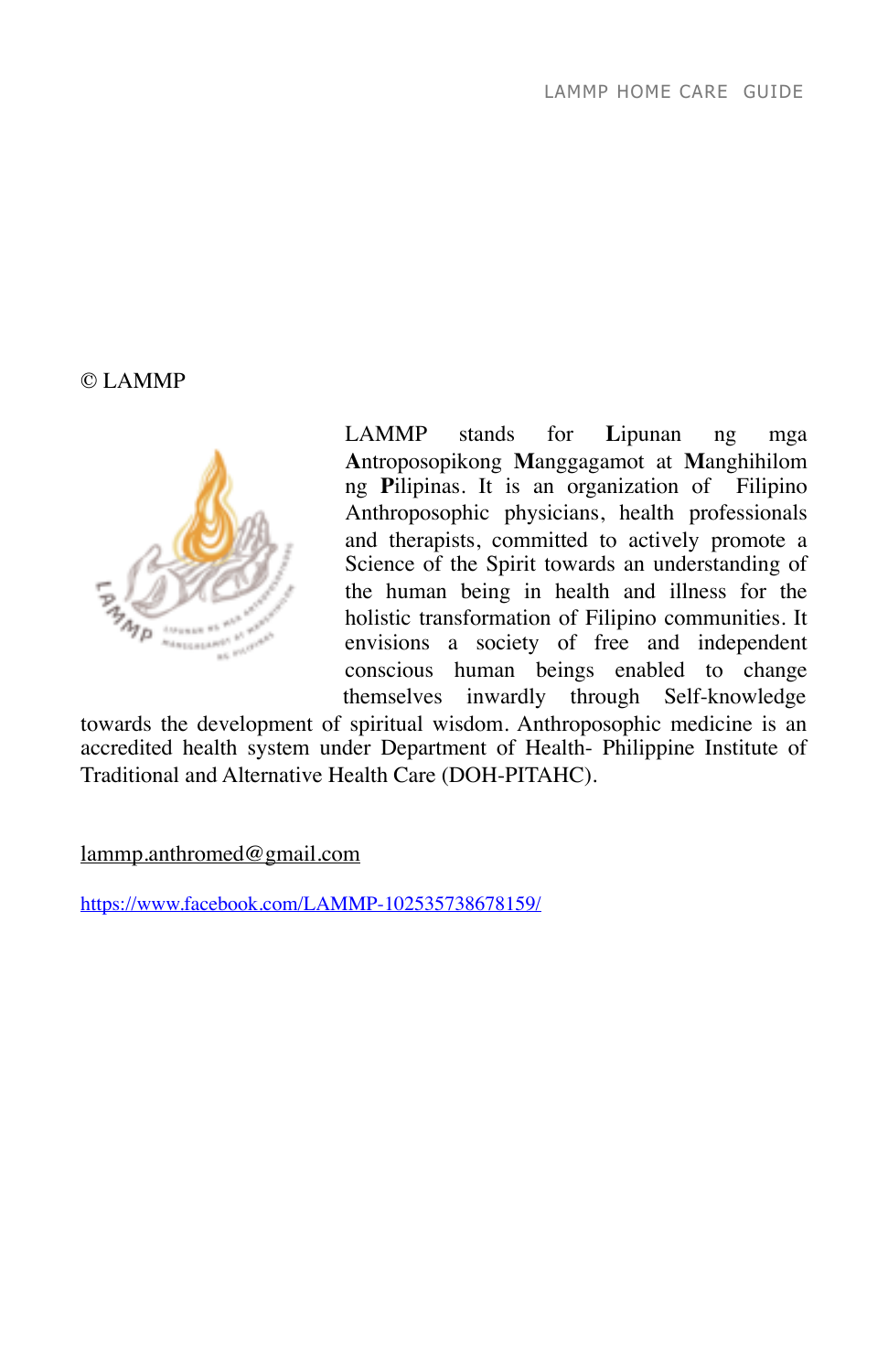© LAMMP

LAMMP stands for **L**ipunan ng mga **A**ntroposopikong **M**anggagamot at **M**anghihilom ng **P**ilipinas. It is an organization of Filipino Anthroposophic physicians, health professionals and therapists, committed to actively promote a Science of the Spirit towards an understanding of the human being in health and illness for the holistic transformation of Filipino communities. It envisions a society of free and independent conscious human beings enabled to change themselves inwardly through Self-knowledge towards the development of spiritual wisdom. Anthroposophic medicine is an accredited health system under Department of Health- Philippine Institute of Traditional and Alternative Health Care (DOH-PITAHC).

lammp.anthromed@gmail.com

https://www.facebook.com/LAMMP-102535738678159/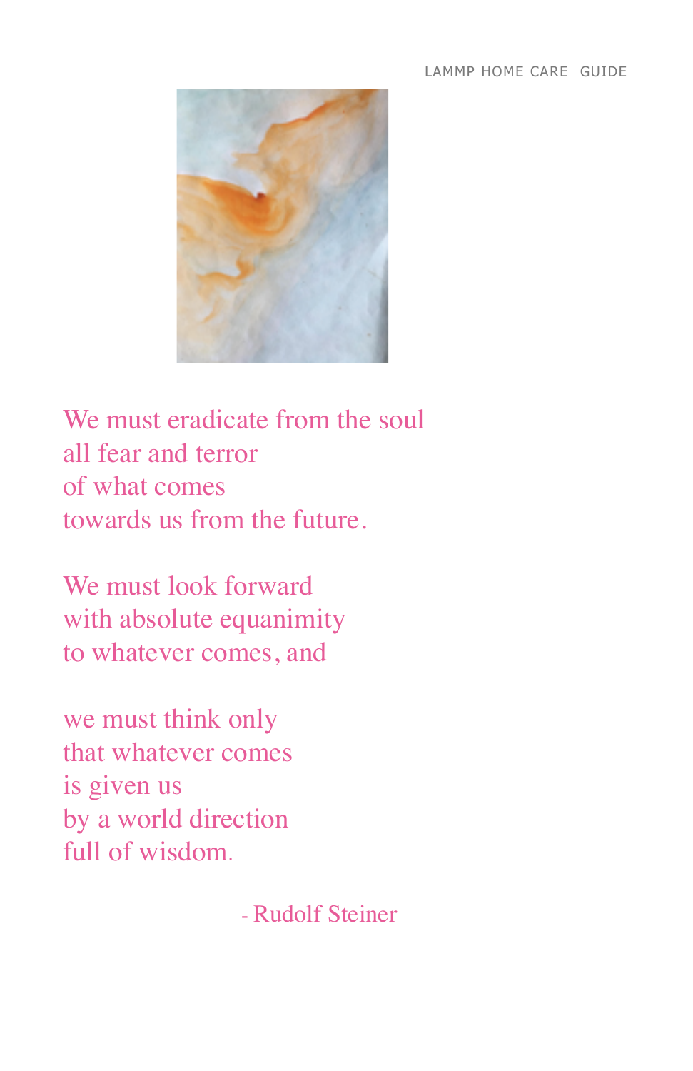We must eradicate from the soul  
all fear and terror  
of what comes  
towards us from the future.

We must look forward  
with absolute equanimity  
to whatever comes, and

we must think only  
that whatever comes  
is given us  
by a world direction  
full of wisdom.

- Rudolf Steiner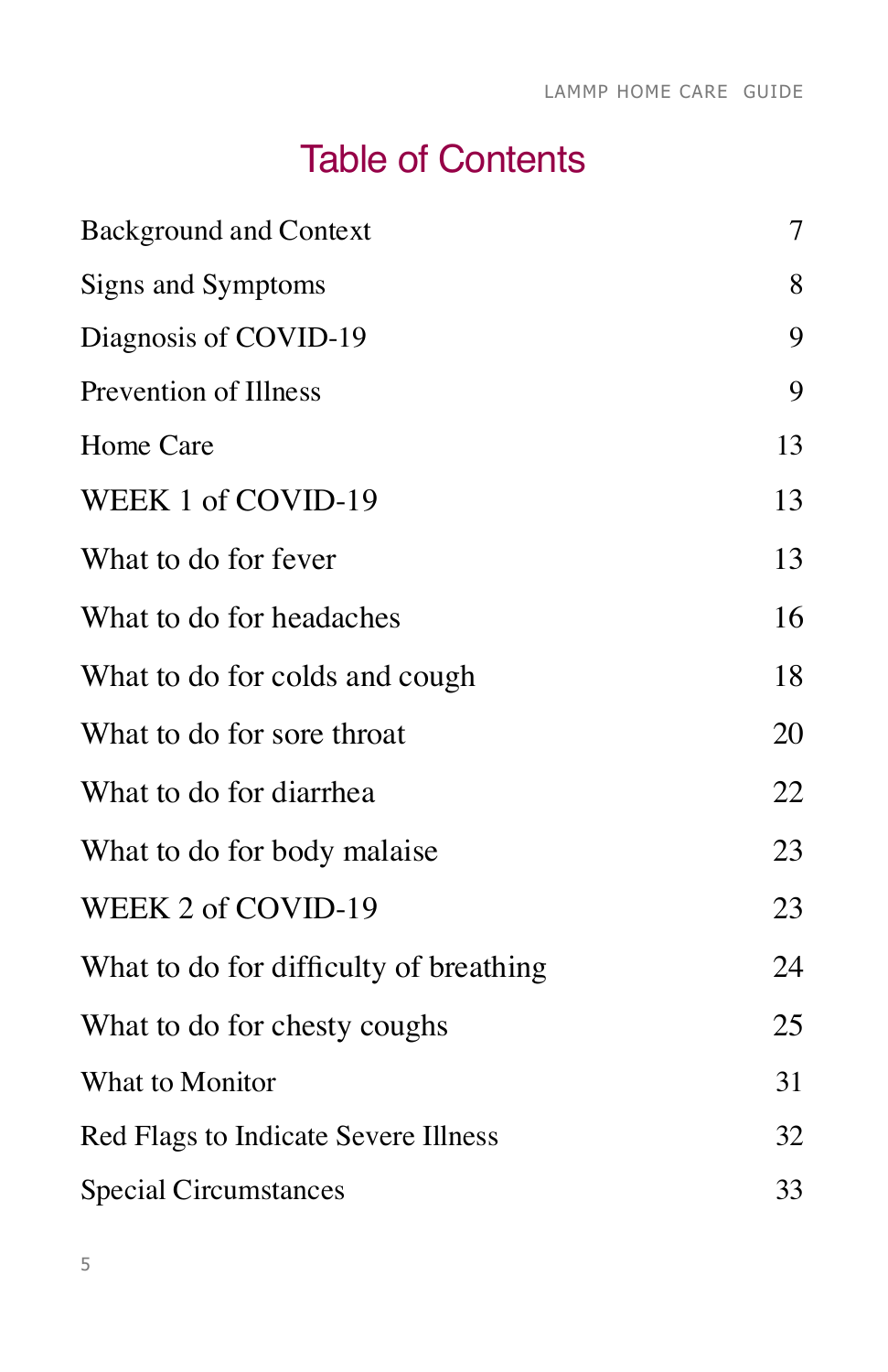# Table of Contents

| | |
|---|---|
| Background and Context | 7 |
| Signs and Symptoms | 8 |
| Diagnosis of COVID-19 | 9 |
| Prevention of Illness | 9 |
| Home Care | 13 |
| WEEK 1 of COVID-19 | 13 |
| What to do for fever | 13 |
| What to do for headaches | 16 |
| What to do for colds and cough | 18 |
| What to do for sore throat | 20 |
| What to do for diarrhea | 22 |
| What to do for body malaise | 23 |
| WEEK 2 of COVID-19 | 23 |
| What to do for difficulty of breathing | 24 |
| What to do for chesty coughs | 25 |
| What to Monitor | 31 |
| Red Flags to Indicate Severe Illness | 32 |
| Special Circumstances | 33 |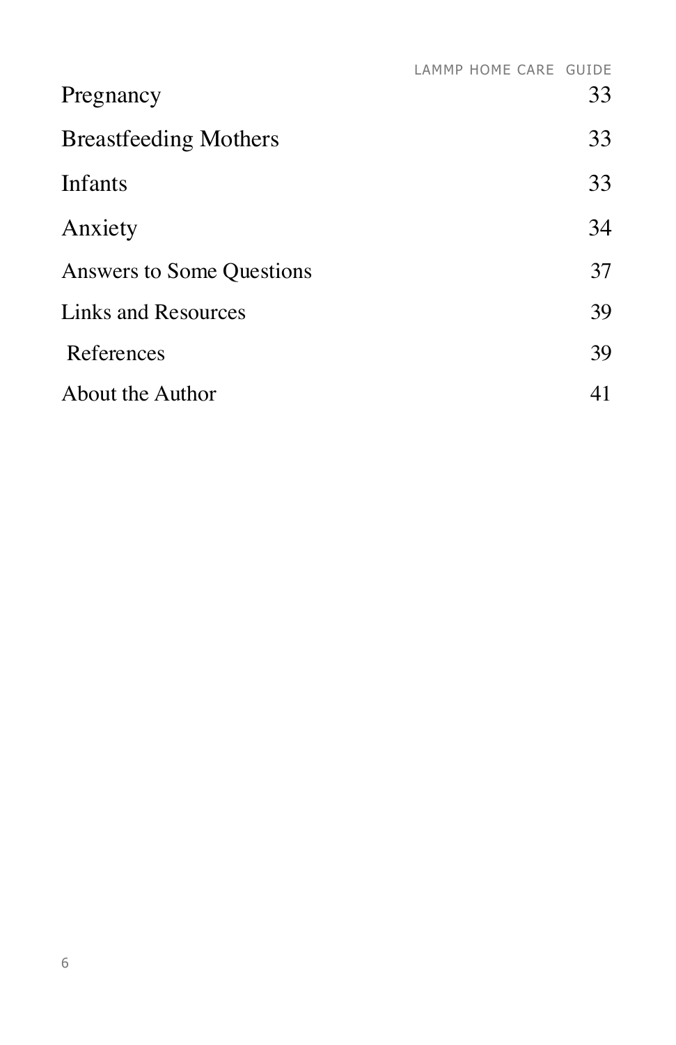| | |
|---|---|
| Pregnancy | 33 |
| Breastfeeding Mothers | 33 |
| Infants | 33 |
| Anxiety | 34 |
| Answers to Some Questions | 37 |
| Links and Resources | 39 |
| References | 39 |
| About the Author | 41 |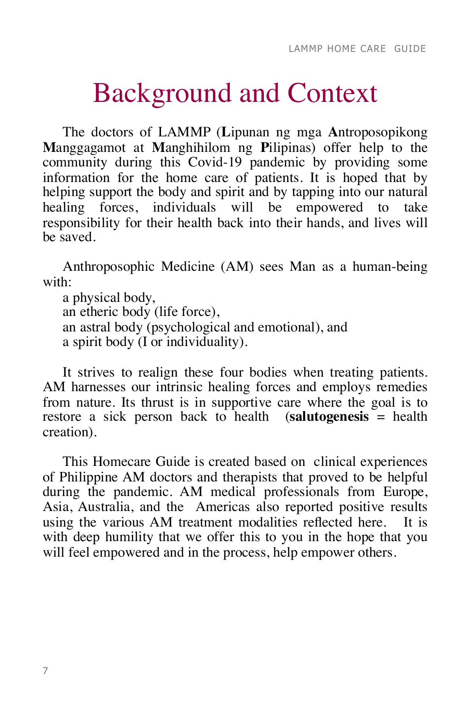# Background and Context

The doctors of LAMMP (**L**ipunan ng mga **A**ntroposopikong **M**anggagamot at **M**anghihilom ng **P**ilipinas) offer help to the community during this Covid-19 pandemic by providing some information for the home care of patients. It is hoped that by helping support the body and spirit and by tapping into our natural healing forces, individuals will be empowered to take responsibility for their health back into their hands, and lives will be saved.

Anthroposophic Medicine (AM) sees Man as a human-being with:

a physical body,  
an etheric body (life force),  
an astral body (psychological and emotional), and  
a spirit body (I or individuality).

It strives to realign these four bodies when treating patients. AM harnesses our intrinsic healing forces and employs remedies from nature. Its thrust is in supportive care where the goal is to restore a sick person back to health (**salutogenesis** = health creation).

This Homecare Guide is created based on clinical experiences of Philippine AM doctors and therapists that proved to be helpful during the pandemic. AM medical professionals from Europe, Asia, Australia, and the Americas also reported positive results using the various AM treatment modalities reflected here. It is with deep humility that we offer this to you in the hope that you will feel empowered and in the process, help empower others.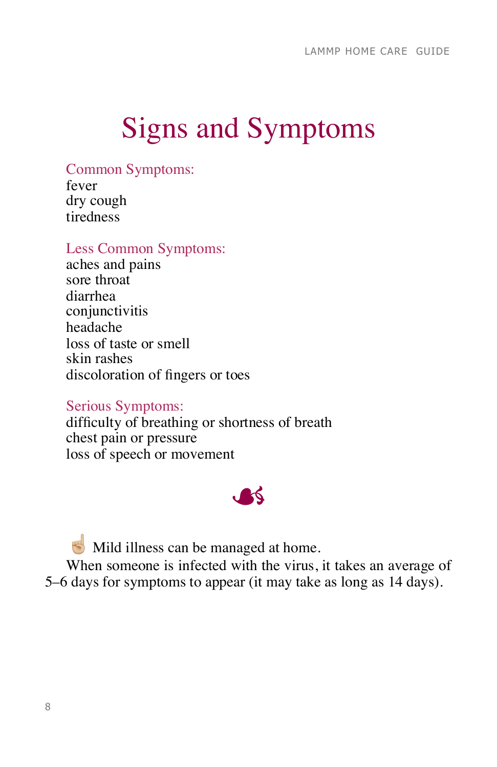# Signs and Symptoms

Common Symptoms:
fever
dry cough
tiredness

Less Common Symptoms:
aches and pains
sore throat
diarrhea
conjunctivitis
headache
loss of taste or smell
skin rashes
discoloration of fingers or toes

Serious Symptoms:
difficulty of breathing or shortness of breath
chest pain or pressure
loss of speech or movement

☝️ Mild illness can be managed at home.

When someone is infected with the virus, it takes an average of 5–6 days for symptoms to appear (it may take as long as 14 days).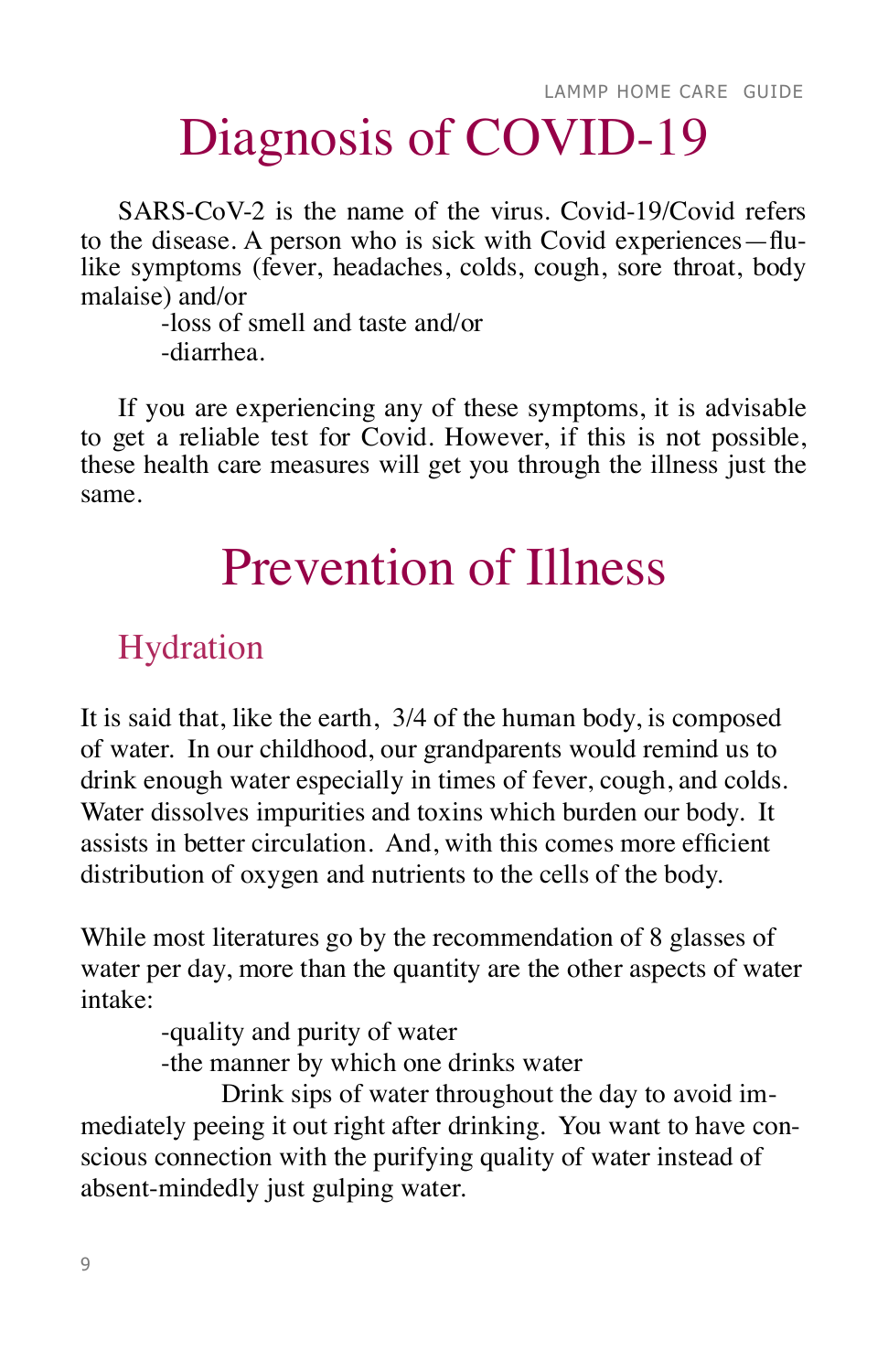# Diagnosis of COVID-19

SARS-CoV-2 is the name of the virus. Covid-19/Covid refers to the disease. A person who is sick with Covid experiences—flu-like symptoms (fever, headaches, colds, cough, sore throat, body malaise) and/or

-loss of smell and taste and/or

-diarrhea.

If you are experiencing any of these symptoms, it is advisable to get a reliable test for Covid. However, if this is not possible, these health care measures will get you through the illness just the same.

# Prevention of Illness

## Hydration

It is said that, like the earth, 3/4 of the human body, is composed of water. In our childhood, our grandparents would remind us to drink enough water especially in times of fever, cough, and colds. Water dissolves impurities and toxins which burden our body. It assists in better circulation. And, with this comes more efficient distribution of oxygen and nutrients to the cells of the body.

While most literatures go by the recommendation of 8 glasses of water per day, more than the quantity are the other aspects of water intake:

-quality and purity of water

-the manner by which one drinks water

Drink sips of water throughout the day to avoid immediately peeing it out right after drinking. You want to have conscious connection with the purifying quality of water instead of absent-mindedly just gulping water.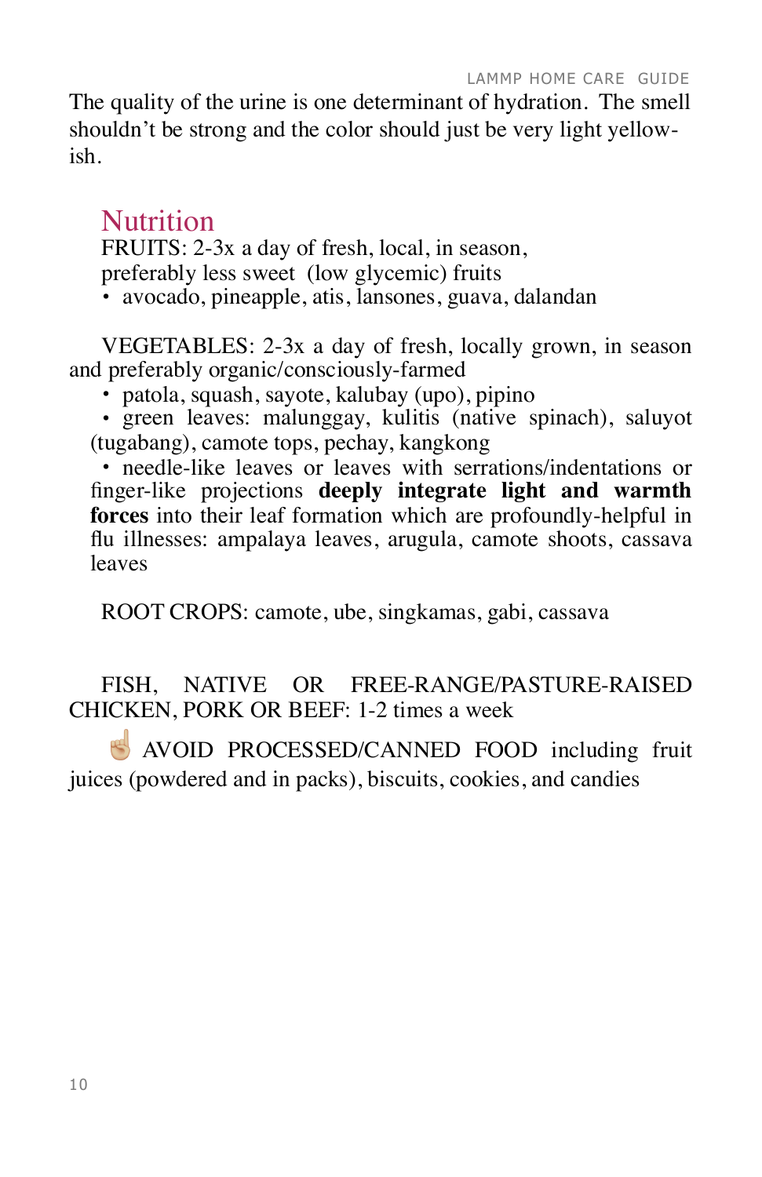The quality of the urine is one determinant of hydration. The smell shouldn't be strong and the color should just be very light yellow-ish.

## Nutrition

FRUITS: 2-3x a day of fresh, local, in season, preferably less sweet (low glycemic) fruits

- avocado, pineapple, atis, lansones, guava, dalandan

VEGETABLES: 2-3x a day of fresh, locally grown, in season and preferably organic/consciously-farmed

- patola, squash, sayote, kalubay (upo), pipino
- green leaves: malunggay, kulitis (native spinach), saluyot (tugabang), camote tops, pechay, kangkong
- needle-like leaves or leaves with serrations/indentations or finger-like projections **deeply integrate light and warmth forces** into their leaf formation which are profoundly-helpful in flu illnesses: ampalaya leaves, arugula, camote shoots, cassava leaves

ROOT CROPS: camote, ube, singkamas, gabi, cassava

FISH, NATIVE OR FREE-RANGE/PASTURE-RAISED CHICKEN, PORK OR BEEF: 1-2 times a week

☝️ AVOID PROCESSED/CANNED FOOD including fruit juices (powdered and in packs), biscuits, cookies, and candies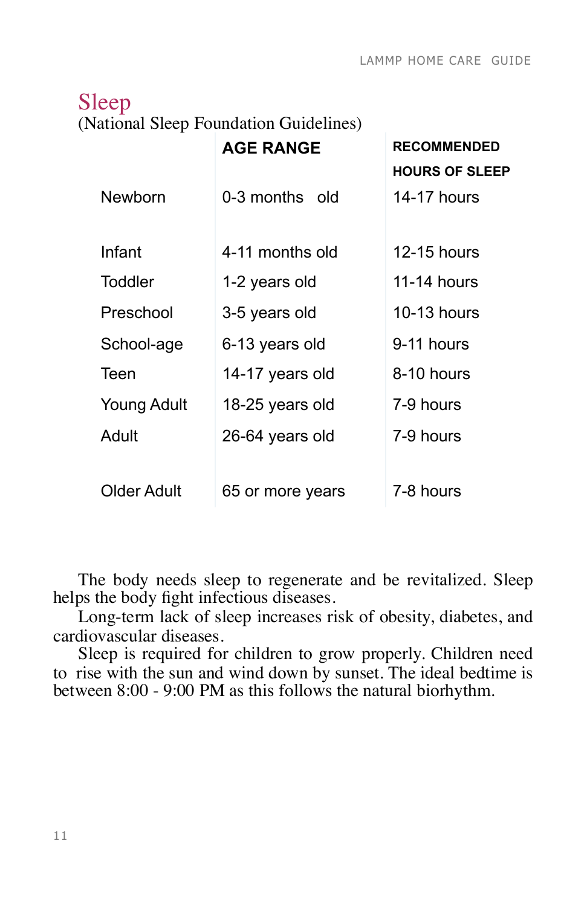## Sleep

(National Sleep Foundation Guidelines)

| | AGE RANGE | RECOMMENDED HOURS OF SLEEP |
|---|---|---|
| Newborn | 0-3 months old | 14-17 hours |
| Infant | 4-11 months old | 12-15 hours |
| Toddler | 1-2 years old | 11-14 hours |
| Preschool | 3-5 years old | 10-13 hours |
| School-age | 6-13 years old | 9-11 hours |
| Teen | 14-17 years old | 8-10 hours |
| Young Adult | 18-25 years old | 7-9 hours |
| Adult | 26-64 years old | 7-9 hours |
| Older Adult | 65 or more years | 7-8 hours |

The body needs sleep to regenerate and be revitalized. Sleep helps the body fight infectious diseases.

Long-term lack of sleep increases risk of obesity, diabetes, and cardiovascular diseases.

Sleep is required for children to grow properly. Children need to rise with the sun and wind down by sunset. The ideal bedtime is between 8:00 - 9:00 PM as this follows the natural biorhythm.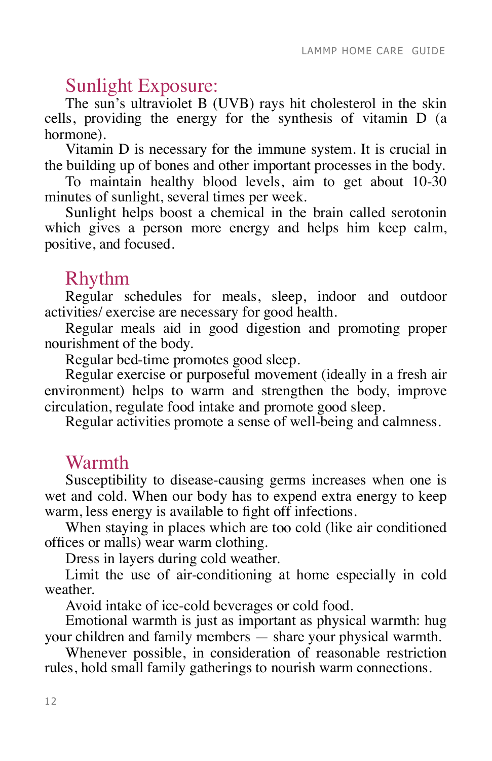## Sunlight Exposure:

The sun's ultraviolet B (UVB) rays hit cholesterol in the skin cells, providing the energy for the synthesis of vitamin D (a hormone).

Vitamin D is necessary for the immune system. It is crucial in the building up of bones and other important processes in the body.

To maintain healthy blood levels, aim to get about 10-30 minutes of sunlight, several times per week.

Sunlight helps boost a chemical in the brain called serotonin which gives a person more energy and helps him keep calm, positive, and focused.

## Rhythm

Regular schedules for meals, sleep, indoor and outdoor activities/ exercise are necessary for good health.

Regular meals aid in good digestion and promoting proper nourishment of the body.

Regular bed-time promotes good sleep.

Regular exercise or purposeful movement (ideally in a fresh air environment) helps to warm and strengthen the body, improve circulation, regulate food intake and promote good sleep.

Regular activities promote a sense of well-being and calmness.

## Warmth

Susceptibility to disease-causing germs increases when one is wet and cold. When our body has to expend extra energy to keep warm, less energy is available to fight off infections.

When staying in places which are too cold (like air conditioned offices or malls) wear warm clothing.

Dress in layers during cold weather.

Limit the use of air-conditioning at home especially in cold weather.

Avoid intake of ice-cold beverages or cold food.

Emotional warmth is just as important as physical warmth: hug your children and family members — share your physical warmth.

Whenever possible, in consideration of reasonable restriction rules, hold small family gatherings to nourish warm connections.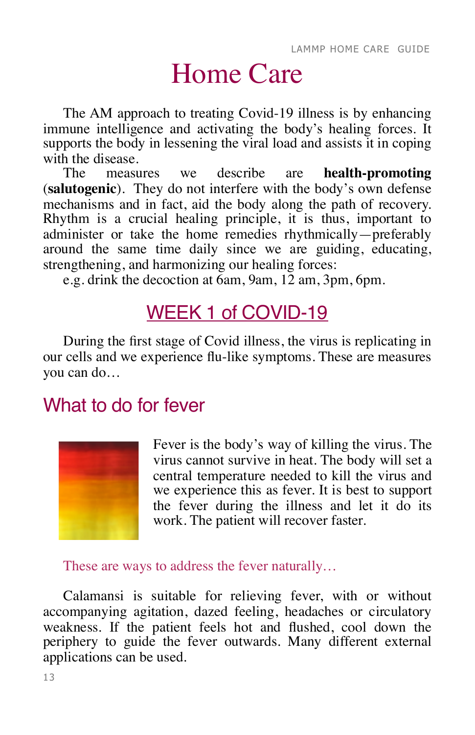# Home Care

The AM approach to treating Covid-19 illness is by enhancing immune intelligence and activating the body's healing forces. It supports the body in lessening the viral load and assists it in coping with the disease.

The measures we describe are **health-promoting** (**salutogenic**). They do not interfere with the body's own defense mechanisms and in fact, aid the body along the path of recovery. Rhythm is a crucial healing principle, it is thus, important to administer or take the home remedies rhythmically—preferably around the same time daily since we are guiding, educating, strengthening, and harmonizing our healing forces:

e.g. drink the decoction at 6am, 9am, 12 am, 3pm, 6pm.

## WEEK 1 of COVID-19

During the first stage of Covid illness, the virus is replicating in our cells and we experience flu-like symptoms. These are measures you can do…

### What to do for fever

Fever is the body's way of killing the virus. The virus cannot survive in heat. The body will set a central temperature needed to kill the virus and we experience this as fever. It is best to support the fever during the illness and let it do its work. The patient will recover faster.

These are ways to address the fever naturally…

Calamansi is suitable for relieving fever, with or without accompanying agitation, dazed feeling, headaches or circulatory weakness. If the patient feels hot and flushed, cool down the periphery to guide the fever outwards. Many different external applications can be used.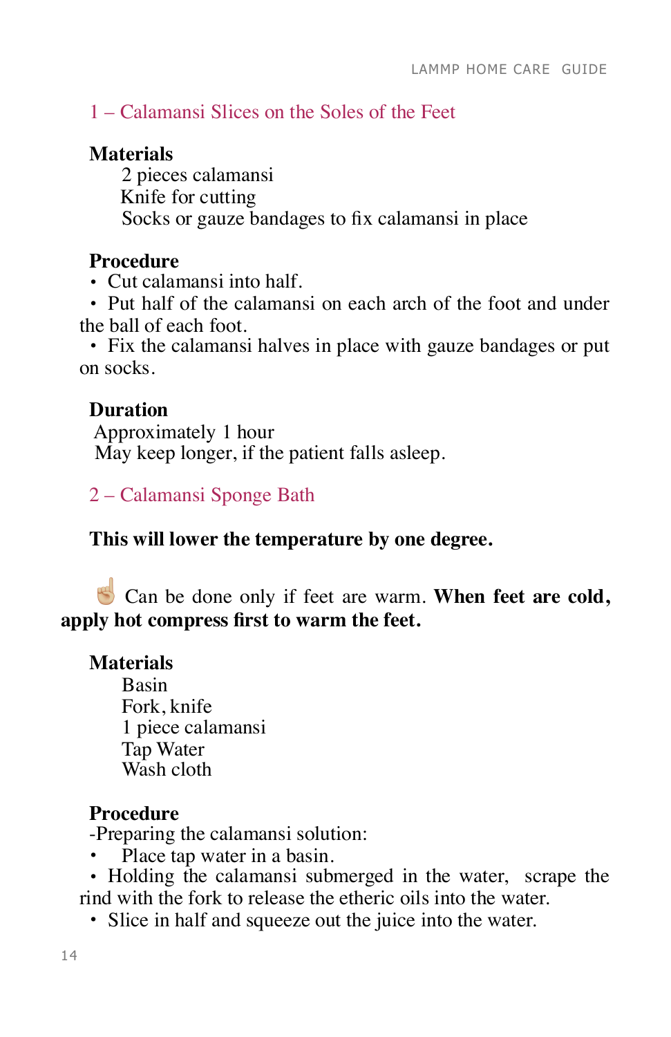## 1 – Calamansi Slices on the Soles of the Feet

**Materials**

2 pieces calamansi
Knife for cutting
Socks or gauze bandages to fix calamansi in place

**Procedure**

- Cut calamansi into half.
- Put half of the calamansi on each arch of the foot and under the ball of each foot.
- Fix the calamansi halves in place with gauze bandages or put on socks.

**Duration**

Approximately 1 hour
May keep longer, if the patient falls asleep.

## 2 – Calamansi Sponge Bath

**This will lower the temperature by one degree.**

☝ Can be done only if feet are warm. **When feet are cold, apply hot compress first to warm the feet.**

**Materials**

Basin
Fork, knife
1 piece calamansi
Tap Water
Wash cloth

**Procedure**

-Preparing the calamansi solution:

- Place tap water in a basin.
- Holding the calamansi submerged in the water, scrape the rind with the fork to release the etheric oils into the water.
- Slice in half and squeeze out the juice into the water.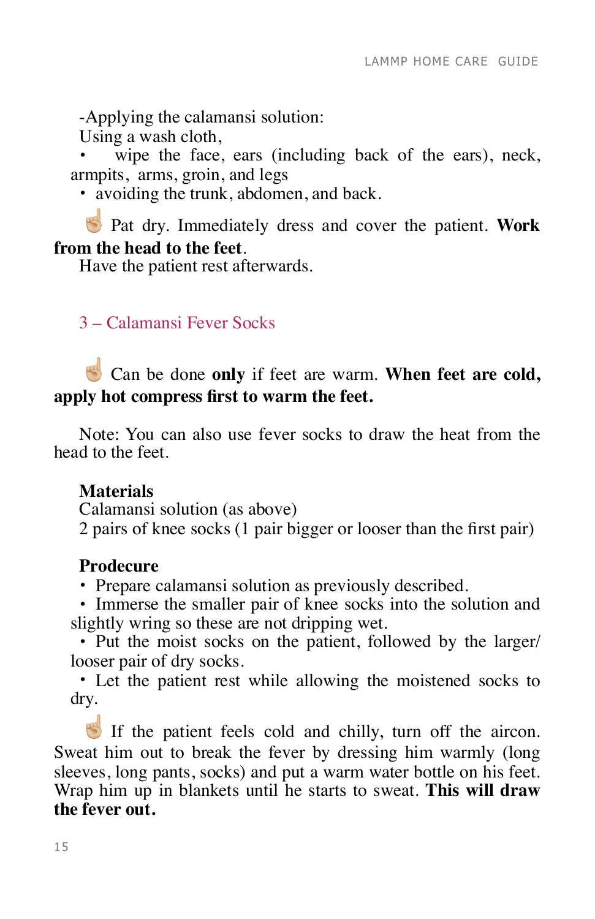-Applying the calamansi solution:

Using a wash cloth,

- wipe the face, ears (including back of the ears), neck, armpits, arms, groin, and legs
- avoiding the trunk, abdomen, and back.

☝ Pat dry. Immediately dress and cover the patient. **Work from the head to the feet**.

Have the patient rest afterwards.

## 3 – Calamansi Fever Socks

☝ Can be done **only** if feet are warm. **When feet are cold, apply hot compress first to warm the feet.**

Note: You can also use fever socks to draw the heat from the head to the feet.

**Materials**

Calamansi solution (as above)

2 pairs of knee socks (1 pair bigger or looser than the first pair)

**Prodecure**

- Prepare calamansi solution as previously described.
- Immerse the smaller pair of knee socks into the solution and slightly wring so these are not dripping wet.
- Put the moist socks on the patient, followed by the larger/ looser pair of dry socks.
- Let the patient rest while allowing the moistened socks to dry.

☝ If the patient feels cold and chilly, turn off the aircon. Sweat him out to break the fever by dressing him warmly (long sleeves, long pants, socks) and put a warm water bottle on his feet. Wrap him up in blankets until he starts to sweat. **This will draw the fever out.**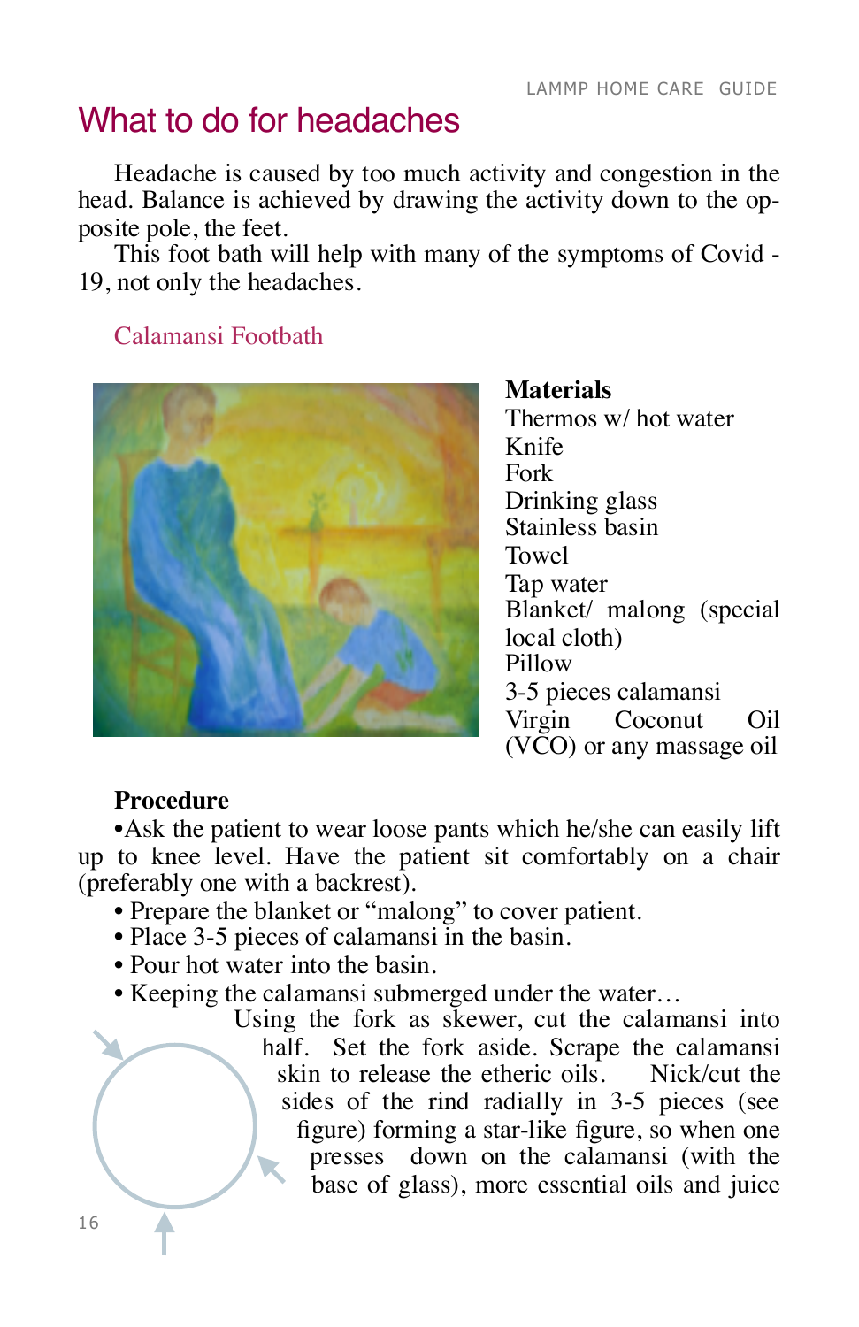# What to do for headaches

Headache is caused by too much activity and congestion in the head. Balance is achieved by drawing the activity down to the opposite pole, the feet.

This foot bath will help with many of the symptoms of Covid - 19, not only the headaches.

## Calamansi Footbath

**Materials**

Thermos w/ hot water
Knife
Fork
Drinking glass
Stainless basin
Towel
Tap water
Blanket/ malong (special local cloth)
Pillow
3-5 pieces calamansi
Virgin Coconut Oil (VCO) or any massage oil

**Procedure**

- Ask the patient to wear loose pants which he/she can easily lift up to knee level. Have the patient sit comfortably on a chair (preferably one with a backrest).
- Prepare the blanket or "malong" to cover patient.
- Place 3-5 pieces of calamansi in the basin.
- Pour hot water into the basin.
- Keeping the calamansi submerged under the water…

Using the fork as skewer, cut the calamansi into half. Set the fork aside. Scrape the calamansi skin to release the etheric oils. Nick/cut the sides of the rind radially in 3-5 pieces (see figure) forming a star-like figure, so when one presses down on the calamansi (with the base of glass), more essential oils and juice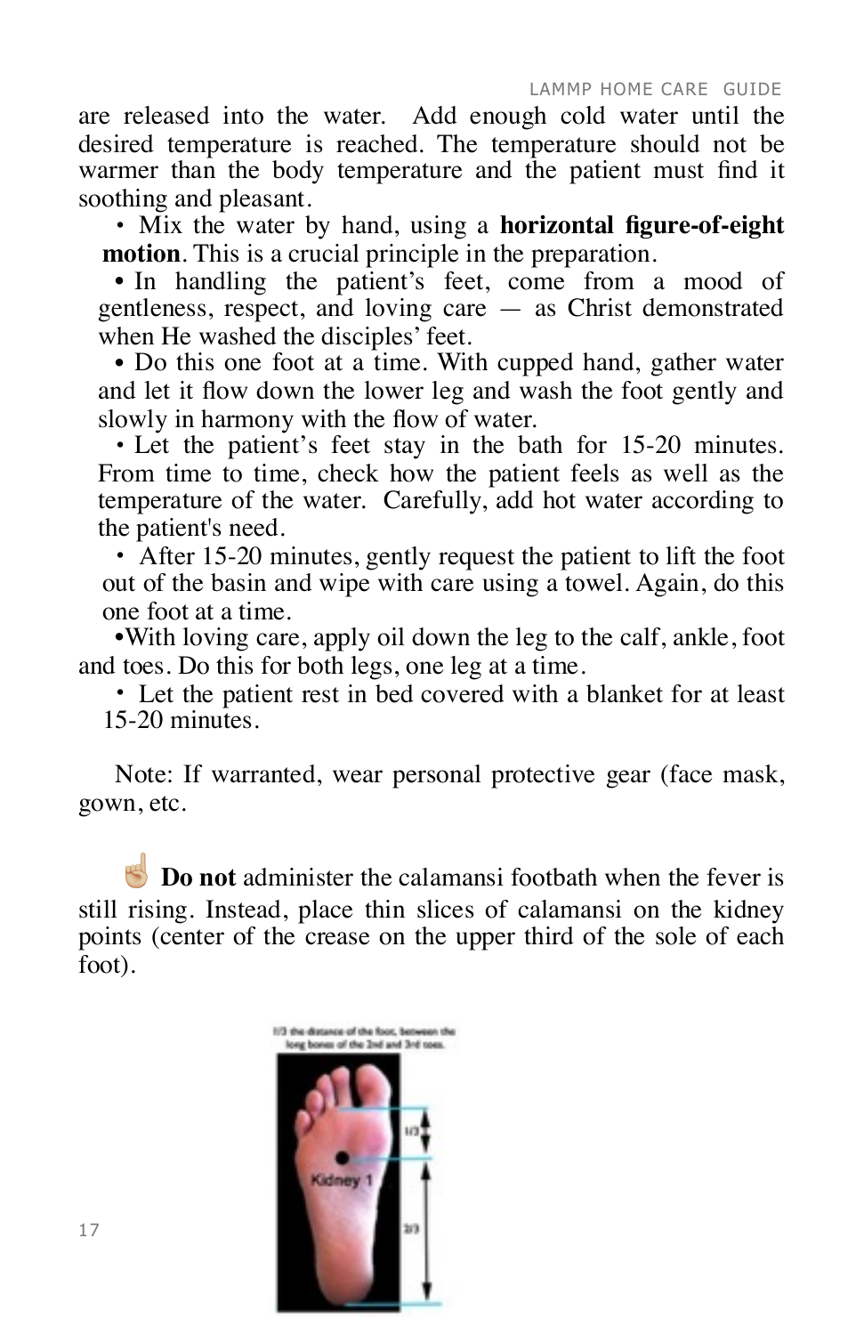are released into the water. Add enough cold water until the desired temperature is reached. The temperature should not be warmer than the body temperature and the patient must find it soothing and pleasant.

- Mix the water by hand, using a **horizontal figure-of-eight motion**. This is a crucial principle in the preparation.
- In handling the patient's feet, come from a mood of gentleness, respect, and loving care — as Christ demonstrated when He washed the disciples' feet.
- Do this one foot at a time. With cupped hand, gather water and let it flow down the lower leg and wash the foot gently and slowly in harmony with the flow of water.
- Let the patient's feet stay in the bath for 15-20 minutes. From time to time, check how the patient feels as well as the temperature of the water. Carefully, add hot water according to the patient's need.
- After 15-20 minutes, gently request the patient to lift the foot out of the basin and wipe with care using a towel. Again, do this one foot at a time.
- With loving care, apply oil down the leg to the calf, ankle, foot and toes. Do this for both legs, one leg at a time.
- Let the patient rest in bed covered with a blanket for at least 15-20 minutes.

Note: If warranted, wear personal protective gear (face mask, gown, etc.

☝ **Do not** administer the calamansi footbath when the fever is still rising. Instead, place thin slices of calamansi on the kidney points (center of the crease on the upper third of the sole of each foot).

1/3 the distance of the foot, between the long bones of the 2nd and 3rd toes.

Kidney 1

1/3

2/3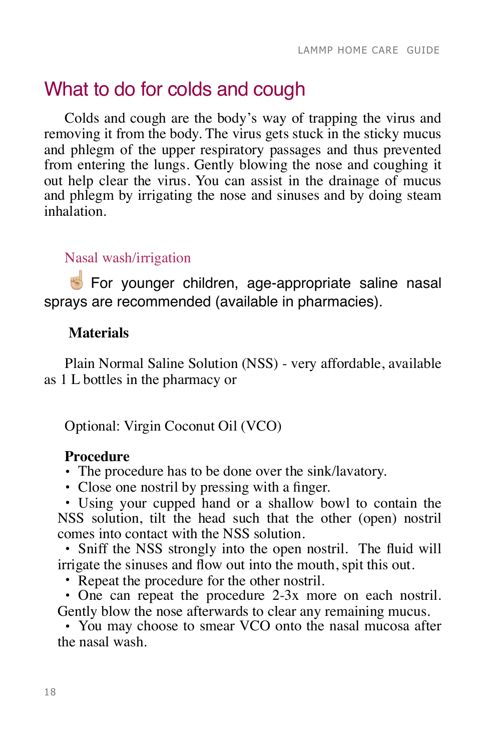# What to do for colds and cough

Colds and cough are the body's way of trapping the virus and removing it from the body. The virus gets stuck in the sticky mucus and phlegm of the upper respiratory passages and thus prevented from entering the lungs. Gently blowing the nose and coughing it out help clear the virus. You can assist in the drainage of mucus and phlegm by irrigating the nose and sinuses and by doing steam inhalation.

## Nasal wash/irrigation

☝️ For younger children, age-appropriate saline nasal sprays are recommended (available in pharmacies).

**Materials**

Plain Normal Saline Solution (NSS) - very affordable, available as 1 L bottles in the pharmacy or

Optional: Virgin Coconut Oil (VCO)

**Procedure**

- The procedure has to be done over the sink/lavatory.
- Close one nostril by pressing with a finger.
- Using your cupped hand or a shallow bowl to contain the NSS solution, tilt the head such that the other (open) nostril comes into contact with the NSS solution.
- Sniff the NSS strongly into the open nostril. The fluid will irrigate the sinuses and flow out into the mouth, spit this out.
- Repeat the procedure for the other nostril.
- One can repeat the procedure 2-3x more on each nostril. Gently blow the nose afterwards to clear any remaining mucus.
- You may choose to smear VCO onto the nasal mucosa after the nasal wash.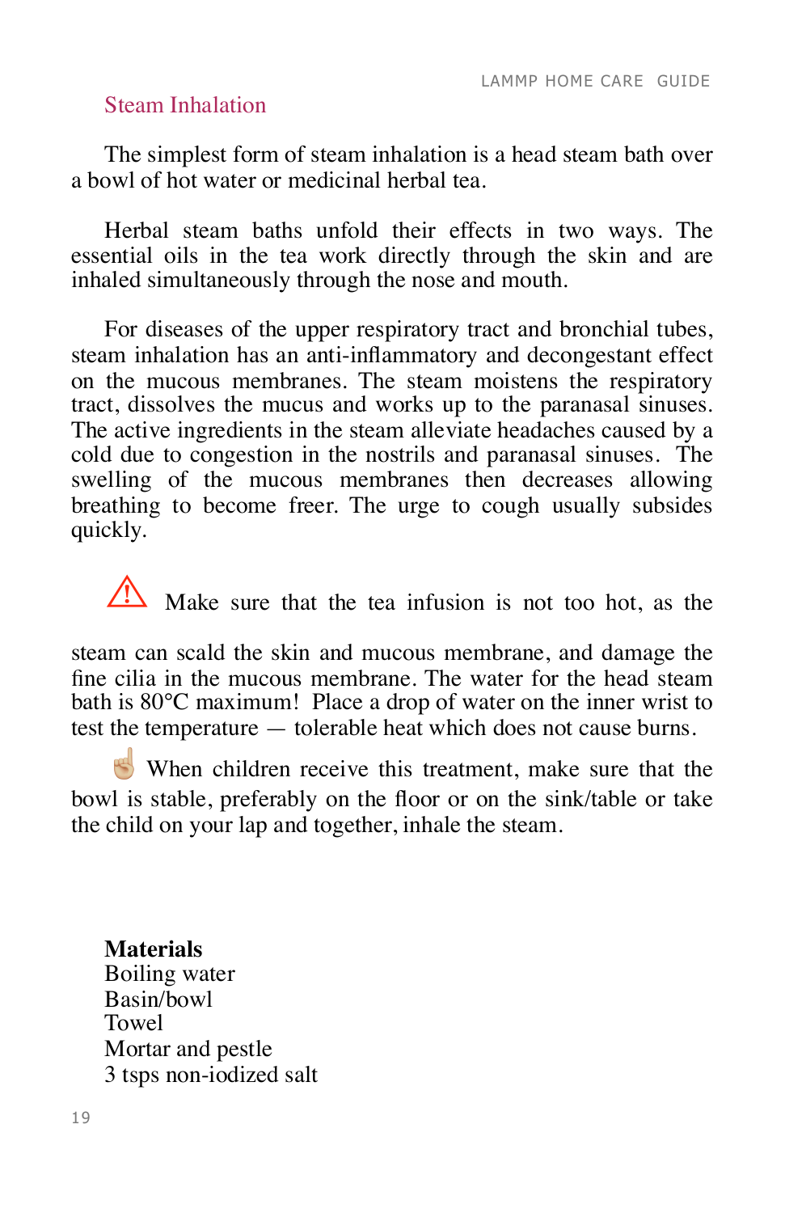## Steam Inhalation

The simplest form of steam inhalation is a head steam bath over a bowl of hot water or medicinal herbal tea.

Herbal steam baths unfold their effects in two ways. The essential oils in the tea work directly through the skin and are inhaled simultaneously through the nose and mouth.

For diseases of the upper respiratory tract and bronchial tubes, steam inhalation has an anti-inflammatory and decongestant effect on the mucous membranes. The steam moistens the respiratory tract, dissolves the mucus and works up to the paranasal sinuses. The active ingredients in the steam alleviate headaches caused by a cold due to congestion in the nostrils and paranasal sinuses. The swelling of the mucous membranes then decreases allowing breathing to become freer. The urge to cough usually subsides quickly.

⚠ Make sure that the tea infusion is not too hot, as the steam can scald the skin and mucous membrane, and damage the fine cilia in the mucous membrane. The water for the head steam bath is 80°C maximum! Place a drop of water on the inner wrist to test the temperature — tolerable heat which does not cause burns.

☝ When children receive this treatment, make sure that the bowl is stable, preferably on the floor or on the sink/table or take the child on your lap and together, inhale the steam.

**Materials**
Boiling water
Basin/bowl
Towel
Mortar and pestle
3 tsps non-iodized salt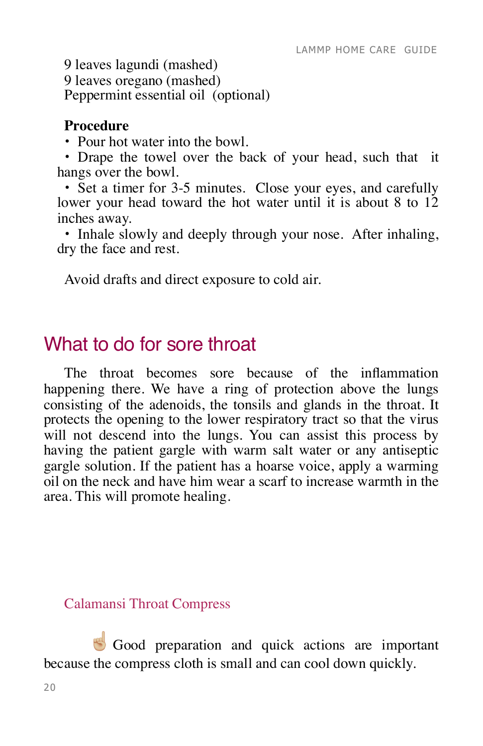9 leaves lagundi (mashed)
9 leaves oregano (mashed)
Peppermint essential oil (optional)

**Procedure**

- Pour hot water into the bowl.
- Drape the towel over the back of your head, such that it hangs over the bowl.
- Set a timer for 3-5 minutes. Close your eyes, and carefully lower your head toward the hot water until it is about 8 to 12 inches away.
- Inhale slowly and deeply through your nose. After inhaling, dry the face and rest.

Avoid drafts and direct exposure to cold air.

## What to do for sore throat

The throat becomes sore because of the inflammation happening there. We have a ring of protection above the lungs consisting of the adenoids, the tonsils and glands in the throat. It protects the opening to the lower respiratory tract so that the virus will not descend into the lungs. You can assist this process by having the patient gargle with warm salt water or any antiseptic gargle solution. If the patient has a hoarse voice, apply a warming oil on the neck and have him wear a scarf to increase warmth in the area. This will promote healing.

### Calamansi Throat Compress

☝️ Good preparation and quick actions are important because the compress cloth is small and can cool down quickly.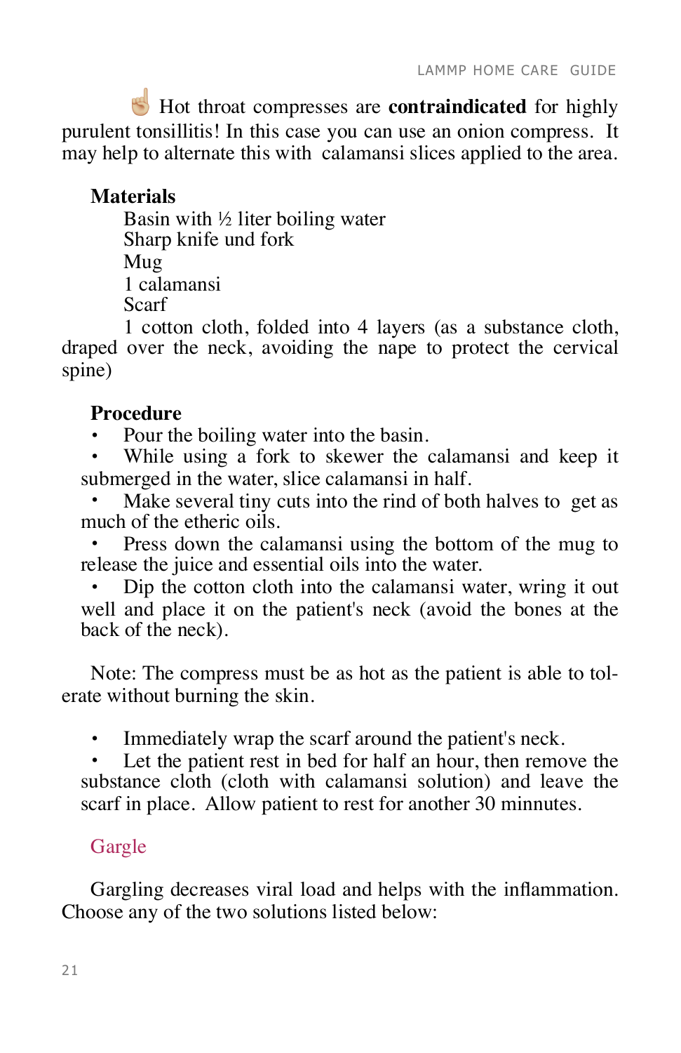☝🏼 Hot throat compresses are **contraindicated** for highly purulent tonsillitis! In this case you can use an onion compress. It may help to alternate this with calamansi slices applied to the area.

**Materials**

Basin with ½ liter boiling water
Sharp knife und fork
Mug
1 calamansi
Scarf
1 cotton cloth, folded into 4 layers (as a substance cloth, draped over the neck, avoiding the nape to protect the cervical spine)

**Procedure**

- Pour the boiling water into the basin.
- While using a fork to skewer the calamansi and keep it submerged in the water, slice calamansi in half.
- Make several tiny cuts into the rind of both halves to get as much of the etheric oils.
- Press down the calamansi using the bottom of the mug to release the juice and essential oils into the water.
- Dip the cotton cloth into the calamansi water, wring it out well and place it on the patient's neck (avoid the bones at the back of the neck).

Note: The compress must be as hot as the patient is able to tolerate without burning the skin.

- Immediately wrap the scarf around the patient's neck.
- Let the patient rest in bed for half an hour, then remove the substance cloth (cloth with calamansi solution) and leave the scarf in place. Allow patient to rest for another 30 minnutes.

## Gargle

Gargling decreases viral load and helps with the inflammation. Choose any of the two solutions listed below: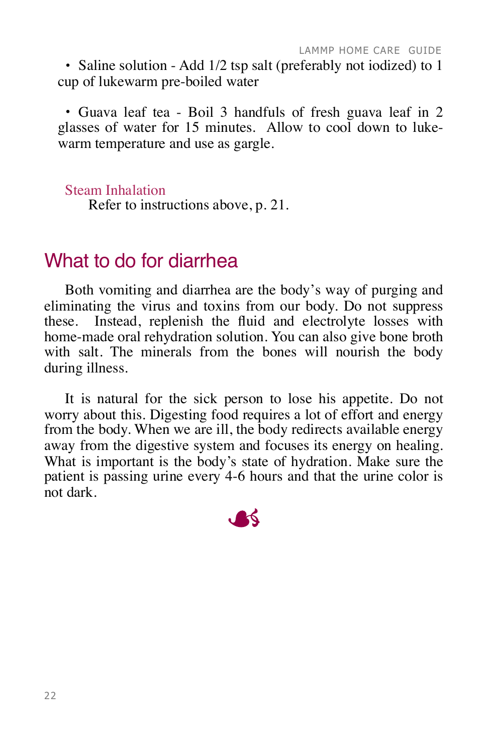- Saline solution - Add 1/2 tsp salt (preferably not iodized) to 1 cup of lukewarm pre-boiled water

- Guava leaf tea - Boil 3 handfuls of fresh guava leaf in 2 glasses of water for 15 minutes. Allow to cool down to lukewarm temperature and use as gargle.

### Steam Inhalation

Refer to instructions above, p. 21.

## What to do for diarrhea

Both vomiting and diarrhea are the body's way of purging and eliminating the virus and toxins from our body. Do not suppress these. Instead, replenish the fluid and electrolyte losses with home-made oral rehydration solution. You can also give bone broth with salt. The minerals from the bones will nourish the body during illness.

It is natural for the sick person to lose his appetite. Do not worry about this. Digesting food requires a lot of effort and energy from the body. When we are ill, the body redirects available energy away from the digestive system and focuses its energy on healing. What is important is the body's state of hydration. Make sure the patient is passing urine every 4-6 hours and that the urine color is not dark.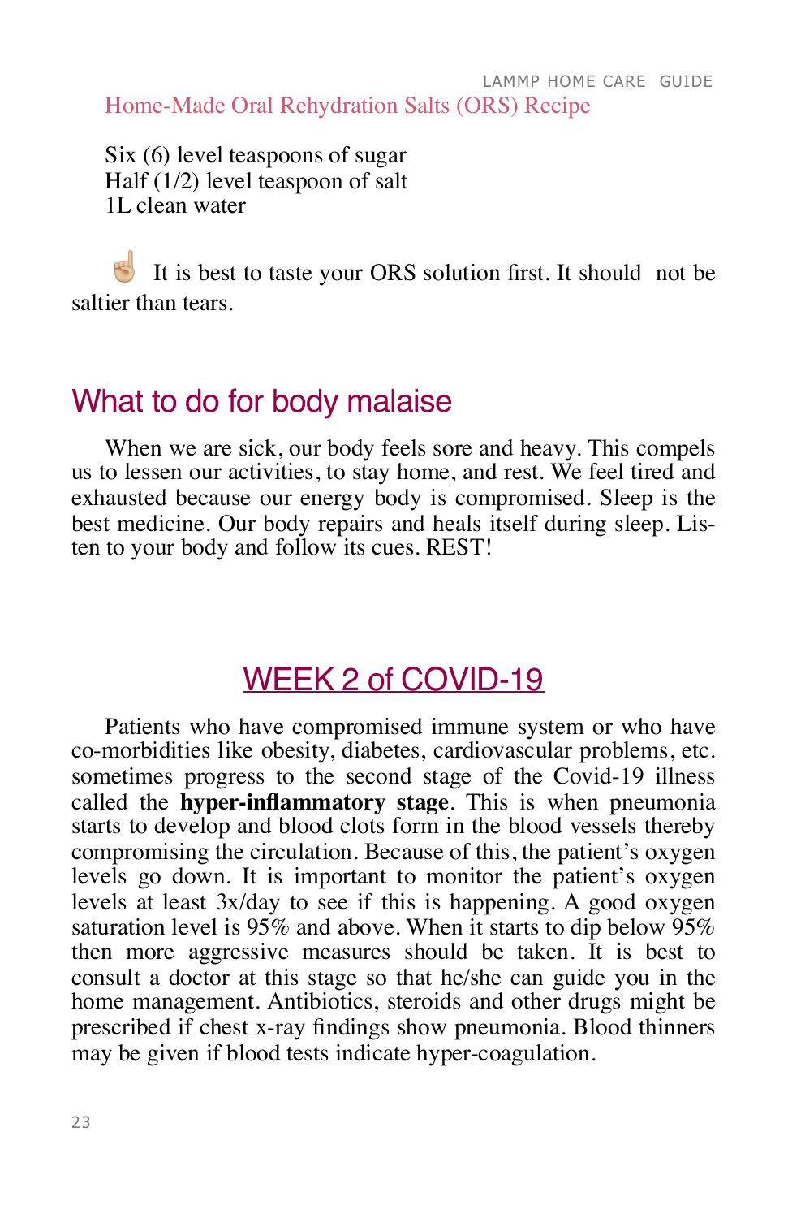## Home-Made Oral Rehydration Salts (ORS) Recipe

Six (6) level teaspoons of sugar
Half (1/2) level teaspoon of salt
1L clean water

☝️ It is best to taste your ORS solution first. It should not be saltier than tears.

## What to do for body malaise

When we are sick, our body feels sore and heavy. This compels us to lessen our activities, to stay home, and rest. We feel tired and exhausted because our energy body is compromised. Sleep is the best medicine. Our body repairs and heals itself during sleep. Listen to your body and follow its cues. REST!

# WEEK 2 of COVID-19

Patients who have compromised immune system or who have co-morbidities like obesity, diabetes, cardiovascular problems, etc. sometimes progress to the second stage of the Covid-19 illness called the **hyper-inflammatory stage**. This is when pneumonia starts to develop and blood clots form in the blood vessels thereby compromising the circulation. Because of this, the patient's oxygen levels go down. It is important to monitor the patient's oxygen levels at least 3x/day to see if this is happening. A good oxygen saturation level is 95% and above. When it starts to dip below 95% then more aggressive measures should be taken. It is best to consult a doctor at this stage so that he/she can guide you in the home management. Antibiotics, steroids and other drugs might be prescribed if chest x-ray findings show pneumonia. Blood thinners may be given if blood tests indicate hyper-coagulation.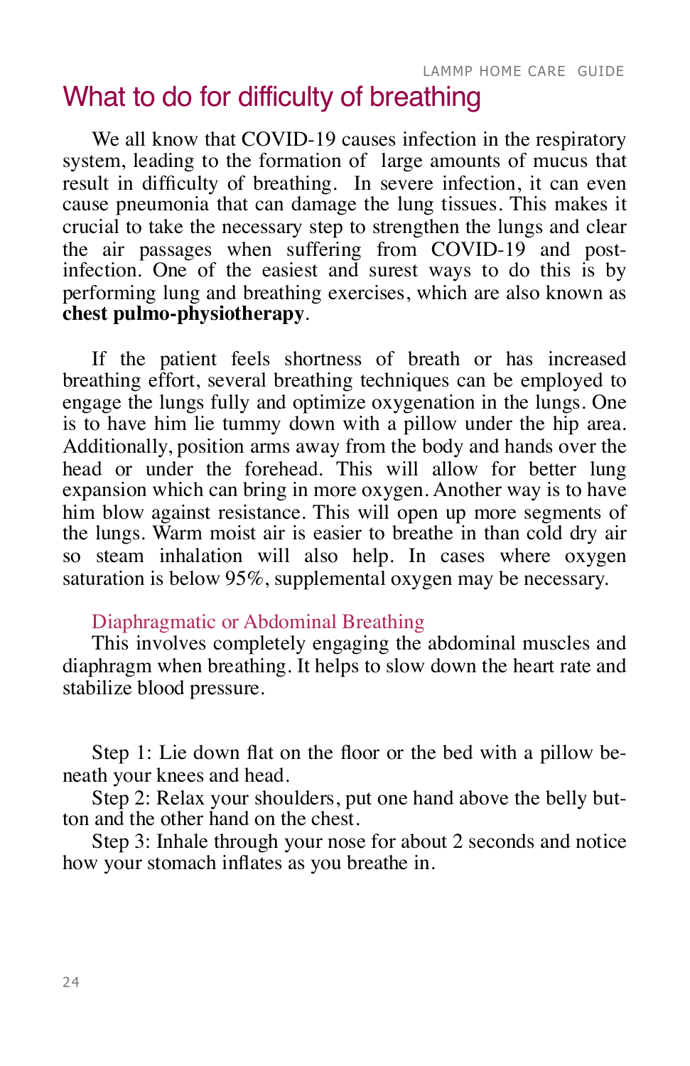# What to do for difficulty of breathing

We all know that COVID-19 causes infection in the respiratory system, leading to the formation of large amounts of mucus that result in difficulty of breathing. In severe infection, it can even cause pneumonia that can damage the lung tissues. This makes it crucial to take the necessary step to strengthen the lungs and clear the air passages when suffering from COVID-19 and post-infection. One of the easiest and surest ways to do this is by performing lung and breathing exercises, which are also known as **chest pulmo-physiotherapy**.

If the patient feels shortness of breath or has increased breathing effort, several breathing techniques can be employed to engage the lungs fully and optimize oxygenation in the lungs. One is to have him lie tummy down with a pillow under the hip area. Additionally, position arms away from the body and hands over the head or under the forehead. This will allow for better lung expansion which can bring in more oxygen. Another way is to have him blow against resistance. This will open up more segments of the lungs. Warm moist air is easier to breathe in than cold dry air so steam inhalation will also help. In cases where oxygen saturation is below 95%, supplemental oxygen may be necessary.

## Diaphragmatic or Abdominal Breathing

This involves completely engaging the abdominal muscles and diaphragm when breathing. It helps to slow down the heart rate and stabilize blood pressure.

Step 1: Lie down flat on the floor or the bed with a pillow beneath your knees and head.

Step 2: Relax your shoulders, put one hand above the belly button and the other hand on the chest.

Step 3: Inhale through your nose for about 2 seconds and notice how your stomach inflates as you breathe in.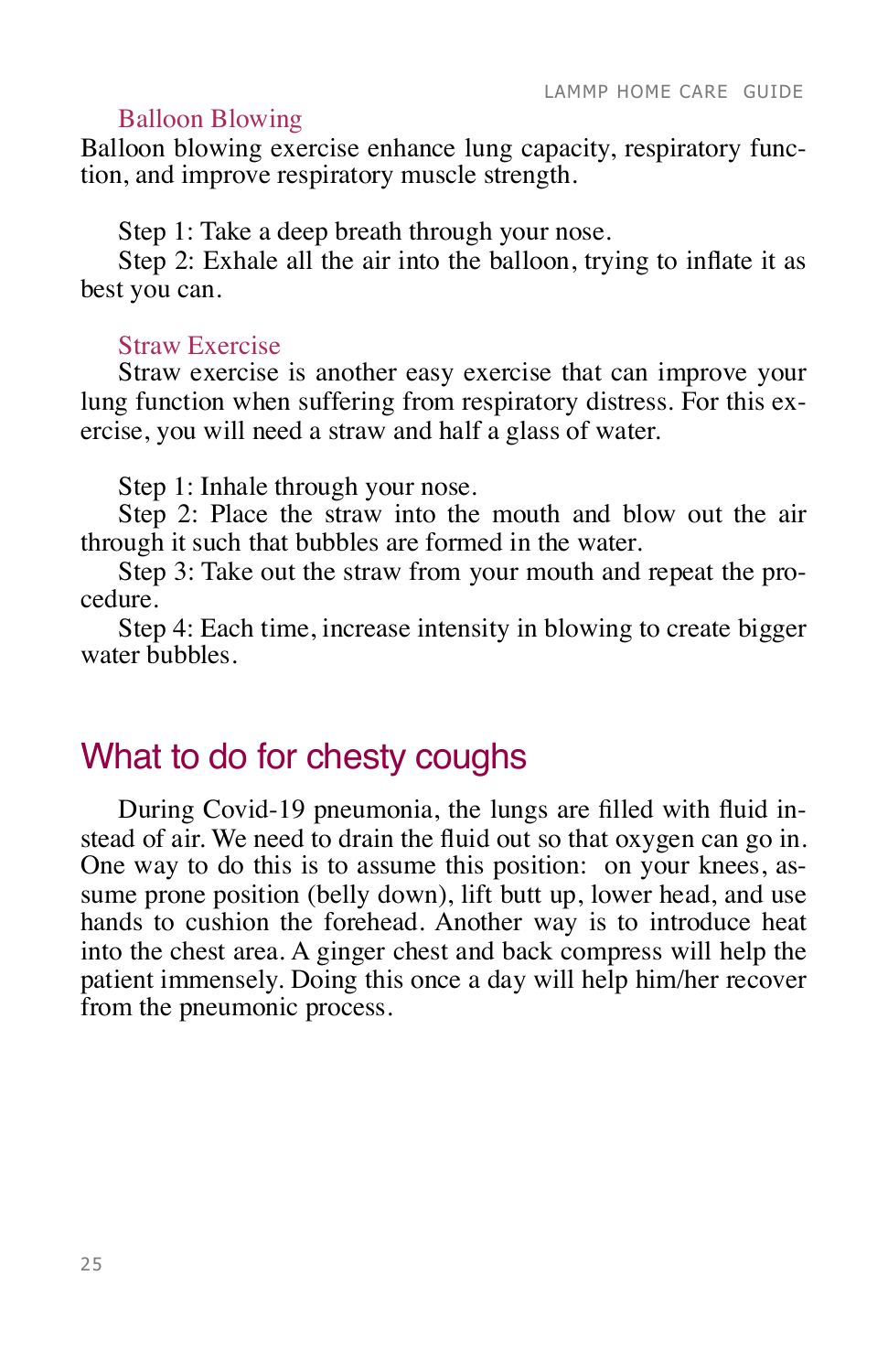### Balloon Blowing

Balloon blowing exercise enhance lung capacity, respiratory function, and improve respiratory muscle strength.

Step 1: Take a deep breath through your nose.
Step 2: Exhale all the air into the balloon, trying to inflate it as best you can.

### Straw Exercise

Straw exercise is another easy exercise that can improve your lung function when suffering from respiratory distress. For this exercise, you will need a straw and half a glass of water.

Step 1: Inhale through your nose.
Step 2: Place the straw into the mouth and blow out the air through it such that bubbles are formed in the water.
Step 3: Take out the straw from your mouth and repeat the procedure.
Step 4: Each time, increase intensity in blowing to create bigger water bubbles.

## What to do for chesty coughs

During Covid-19 pneumonia, the lungs are filled with fluid instead of air. We need to drain the fluid out so that oxygen can go in. One way to do this is to assume this position: on your knees, assume prone position (belly down), lift butt up, lower head, and use hands to cushion the forehead. Another way is to introduce heat into the chest area. A ginger chest and back compress will help the patient immensely. Doing this once a day will help him/her recover from the pneumonic process.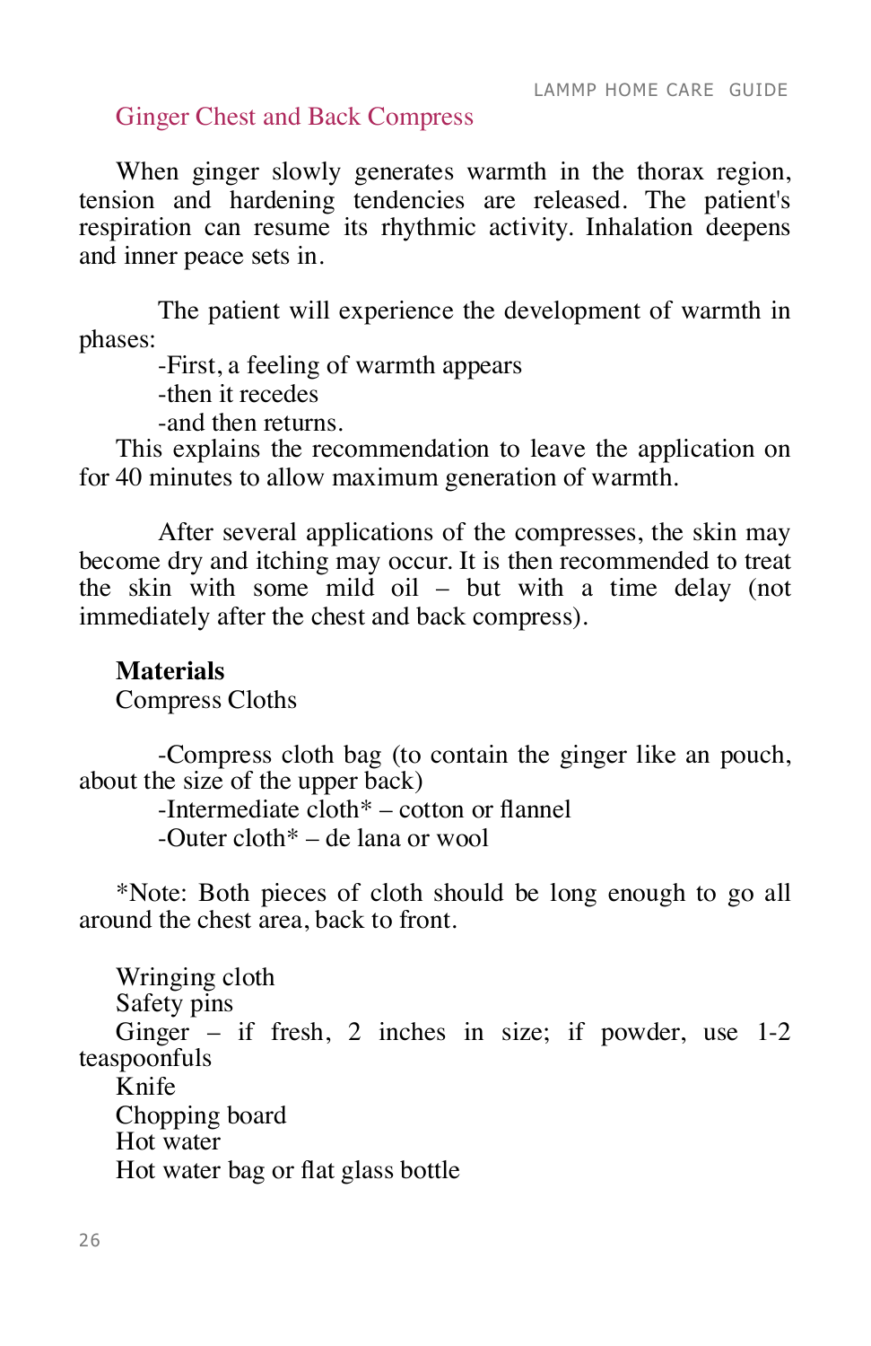## Ginger Chest and Back Compress

When ginger slowly generates warmth in the thorax region, tension and hardening tendencies are released. The patient's respiration can resume its rhythmic activity. Inhalation deepens and inner peace sets in.

The patient will experience the development of warmth in phases:

-First, a feeling of warmth appears
-then it recedes
-and then returns.

This explains the recommendation to leave the application on for 40 minutes to allow maximum generation of warmth.

After several applications of the compresses, the skin may become dry and itching may occur. It is then recommended to treat the skin with some mild oil – but with a time delay (not immediately after the chest and back compress).

**Materials**

Compress Cloths

-Compress cloth bag (to contain the ginger like an pouch, about the size of the upper back)
-Intermediate cloth* – cotton or flannel
-Outer cloth* – de lana or wool

*Note: Both pieces of cloth should be long enough to go all around the chest area, back to front.

Wringing cloth
Safety pins
Ginger – if fresh, 2 inches in size; if powder, use 1-2 teaspoonfuls
Knife
Chopping board
Hot water
Hot water bag or flat glass bottle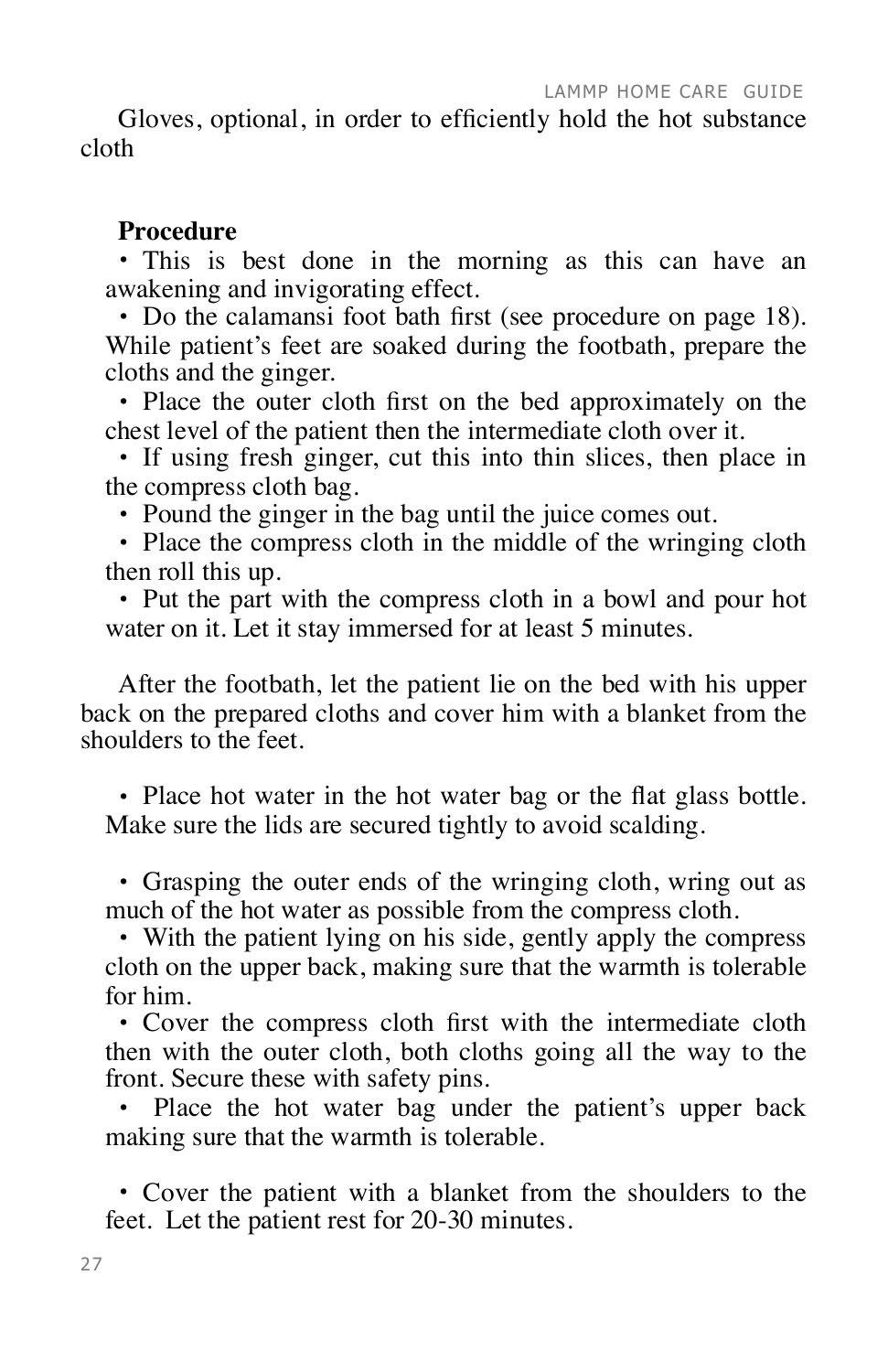Gloves, optional, in order to efficiently hold the hot substance cloth

**Procedure**

- This is best done in the morning as this can have an awakening and invigorating effect.
- Do the calamansi foot bath first (see procedure on page 18). While patient's feet are soaked during the footbath, prepare the cloths and the ginger.
- Place the outer cloth first on the bed approximately on the chest level of the patient then the intermediate cloth over it.
- If using fresh ginger, cut this into thin slices, then place in the compress cloth bag.
- Pound the ginger in the bag until the juice comes out.
- Place the compress cloth in the middle of the wringing cloth then roll this up.
- Put the part with the compress cloth in a bowl and pour hot water on it. Let it stay immersed for at least 5 minutes.

After the footbath, let the patient lie on the bed with his upper back on the prepared cloths and cover him with a blanket from the shoulders to the feet.

- Place hot water in the hot water bag or the flat glass bottle. Make sure the lids are secured tightly to avoid scalding.

- Grasping the outer ends of the wringing cloth, wring out as much of the hot water as possible from the compress cloth.
- With the patient lying on his side, gently apply the compress cloth on the upper back, making sure that the warmth is tolerable for him.
- Cover the compress cloth first with the intermediate cloth then with the outer cloth, both cloths going all the way to the front. Secure these with safety pins.
- Place the hot water bag under the patient's upper back making sure that the warmth is tolerable.

- Cover the patient with a blanket from the shoulders to the feet. Let the patient rest for 20-30 minutes.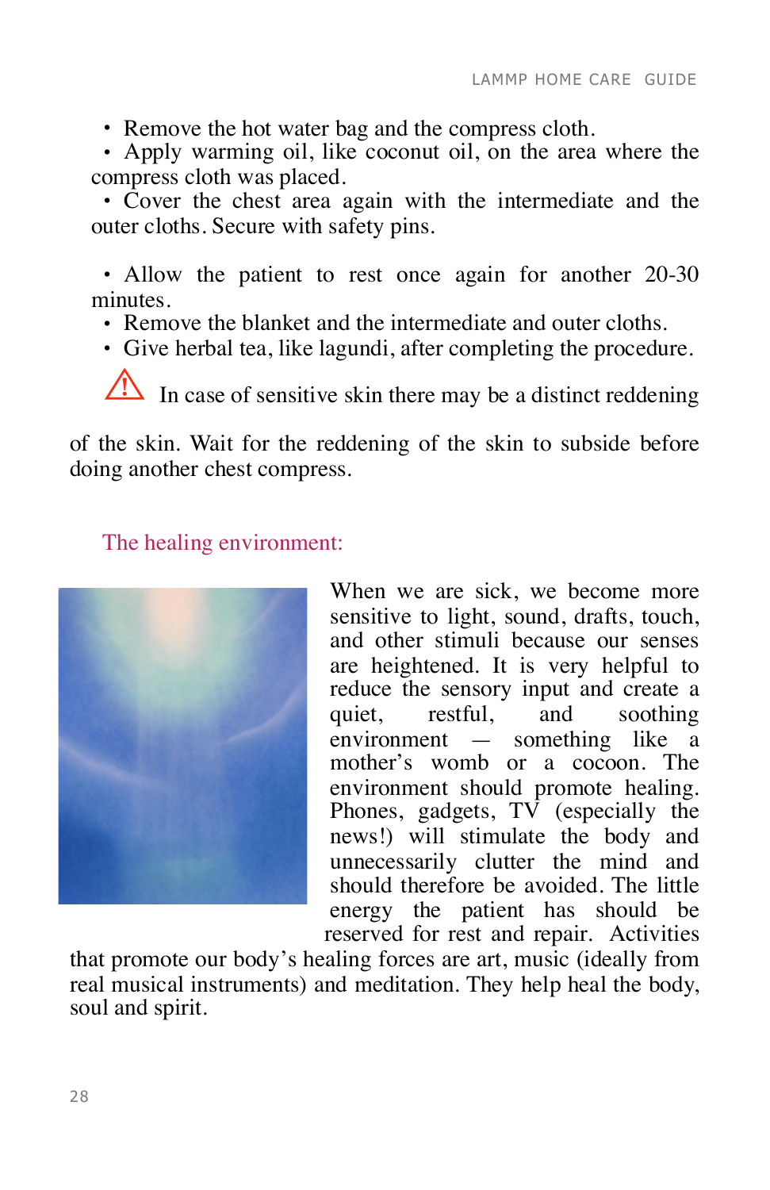- Remove the hot water bag and the compress cloth.
- Apply warming oil, like coconut oil, on the area where the compress cloth was placed.
- Cover the chest area again with the intermediate and the outer cloths. Secure with safety pins.

- Allow the patient to rest once again for another 20-30 minutes.
- Remove the blanket and the intermediate and outer cloths.
- Give herbal tea, like lagundi, after completing the procedure.

⚠ In case of sensitive skin there may be a distinct reddening of the skin. Wait for the reddening of the skin to subside before doing another chest compress.

## The healing environment:

When we are sick, we become more sensitive to light, sound, drafts, touch, and other stimuli because our senses are heightened. It is very helpful to reduce the sensory input and create a quiet, restful, and soothing environment — something like a mother's womb or a cocoon. The environment should promote healing. Phones, gadgets, TV (especially the news!) will stimulate the body and unnecessarily clutter the mind and should therefore be avoided. The little energy the patient has should be reserved for rest and repair. Activities that promote our body's healing forces are art, music (ideally from real musical instruments) and meditation. They help heal the body, soul and spirit.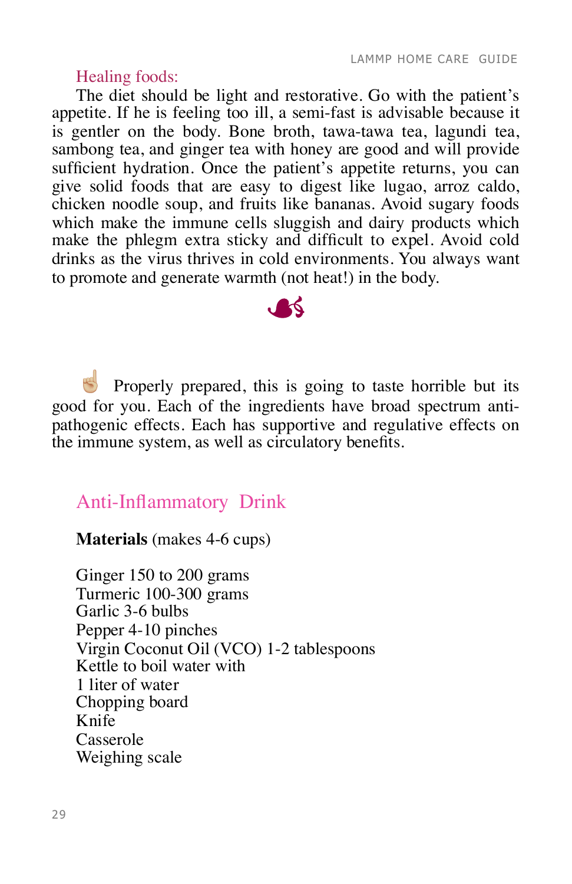Healing foods:

The diet should be light and restorative. Go with the patient's appetite. If he is feeling too ill, a semi-fast is advisable because it is gentler on the body. Bone broth, tawa-tawa tea, lagundi tea, sambong tea, and ginger tea with honey are good and will provide sufficient hydration. Once the patient's appetite returns, you can give solid foods that are easy to digest like lugao, arroz caldo, chicken noodle soup, and fruits like bananas. Avoid sugary foods which make the immune cells sluggish and dairy products which make the phlegm extra sticky and difficult to expel. Avoid cold drinks as the virus thrives in cold environments. You always want to promote and generate warmth (not heat!) in the body.

☝ Properly prepared, this is going to taste horrible but its good for you. Each of the ingredients have broad spectrum anti-pathogenic effects. Each has supportive and regulative effects on the immune system, as well as circulatory benefits.

## Anti-Inflammatory Drink

**Materials** (makes 4-6 cups)

Ginger 150 to 200 grams
Turmeric 100-300 grams
Garlic 3-6 bulbs
Pepper 4-10 pinches
Virgin Coconut Oil (VCO) 1-2 tablespoons
Kettle to boil water with
1 liter of water
Chopping board
Knife
Casserole
Weighing scale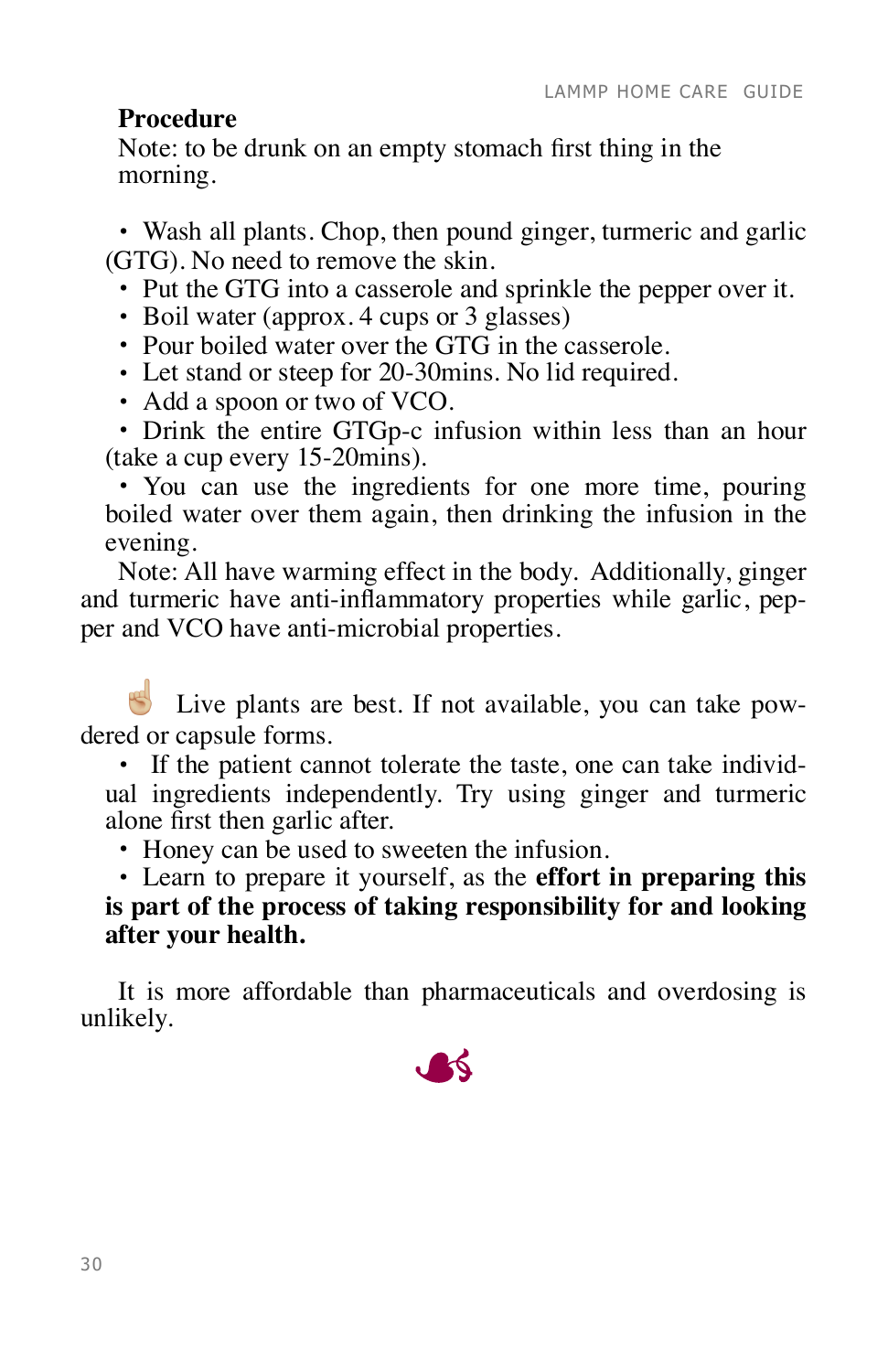**Procedure**

Note: to be drunk on an empty stomach first thing in the morning.

- Wash all plants. Chop, then pound ginger, turmeric and garlic (GTG). No need to remove the skin.
- Put the GTG into a casserole and sprinkle the pepper over it.
- Boil water (approx. 4 cups or 3 glasses)
- Pour boiled water over the GTG in the casserole.
- Let stand or steep for 20-30mins. No lid required.
- Add a spoon or two of VCO.
- Drink the entire GTGp-c infusion within less than an hour (take a cup every 15-20mins).
- You can use the ingredients for one more time, pouring boiled water over them again, then drinking the infusion in the evening.

Note: All have warming effect in the body. Additionally, ginger and turmeric have anti-inflammatory properties while garlic, pepper and VCO have anti-microbial properties.

☝ Live plants are best. If not available, you can take powdered or capsule forms.

- If the patient cannot tolerate the taste, one can take individual ingredients independently. Try using ginger and turmeric alone first then garlic after.
- Honey can be used to sweeten the infusion.
- Learn to prepare it yourself, as the **effort in preparing this is part of the process of taking responsibility for and looking after your health.**

It is more affordable than pharmaceuticals and overdosing is unlikely.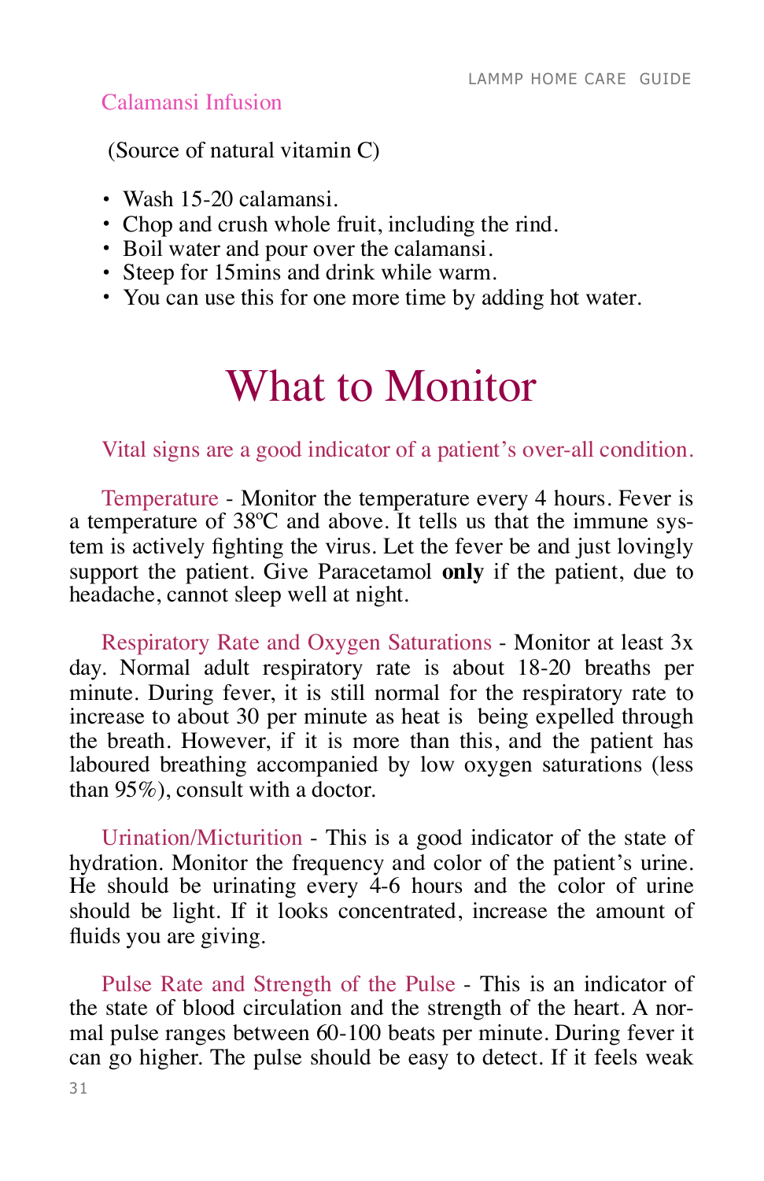### Calamansi Infusion

(Source of natural vitamin C)

- Wash 15-20 calamansi.
- Chop and crush whole fruit, including the rind.
- Boil water and pour over the calamansi.
- Steep for 15mins and drink while warm.
- You can use this for one more time by adding hot water.

# What to Monitor

Vital signs are a good indicator of a patient's over-all condition.

Temperature - Monitor the temperature every 4 hours. Fever is a temperature of 38ºC and above. It tells us that the immune system is actively fighting the virus. Let the fever be and just lovingly support the patient. Give Paracetamol **only** if the patient, due to headache, cannot sleep well at night.

Respiratory Rate and Oxygen Saturations - Monitor at least 3x day. Normal adult respiratory rate is about 18-20 breaths per minute. During fever, it is still normal for the respiratory rate to increase to about 30 per minute as heat is being expelled through the breath. However, if it is more than this, and the patient has laboured breathing accompanied by low oxygen saturations (less than 95%), consult with a doctor.

Urination/Micturition - This is a good indicator of the state of hydration. Monitor the frequency and color of the patient's urine. He should be urinating every 4-6 hours and the color of urine should be light. If it looks concentrated, increase the amount of fluids you are giving.

Pulse Rate and Strength of the Pulse - This is an indicator of the state of blood circulation and the strength of the heart. A normal pulse ranges between 60-100 beats per minute. During fever it can go higher. The pulse should be easy to detect. If it feels weak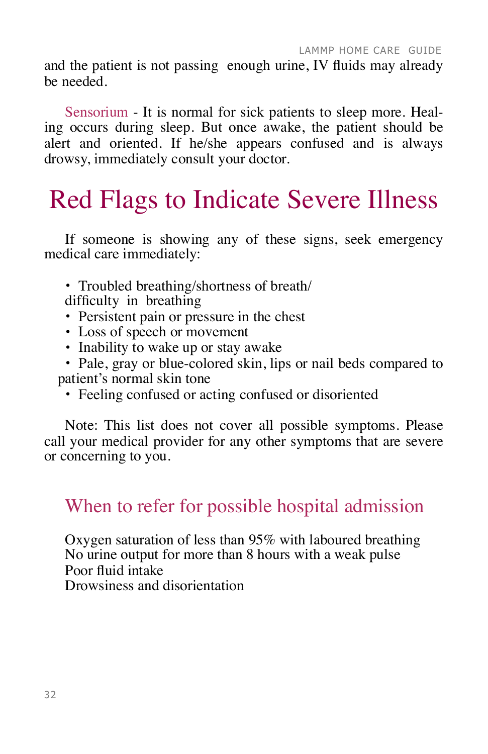and the patient is not passing enough urine, IV fluids may already be needed.

Sensorium - It is normal for sick patients to sleep more. Healing occurs during sleep. But once awake, the patient should be alert and oriented. If he/she appears confused and is always drowsy, immediately consult your doctor.

# Red Flags to Indicate Severe Illness

If someone is showing any of these signs, seek emergency medical care immediately:

- Troubled breathing/shortness of breath/ difficulty in breathing
- Persistent pain or pressure in the chest
- Loss of speech or movement
- Inability to wake up or stay awake
- Pale, gray or blue-colored skin, lips or nail beds compared to patient's normal skin tone
- Feeling confused or acting confused or disoriented

Note: This list does not cover all possible symptoms. Please call your medical provider for any other symptoms that are severe or concerning to you.

## When to refer for possible hospital admission

Oxygen saturation of less than 95% with laboured breathing
No urine output for more than 8 hours with a weak pulse
Poor fluid intake
Drowsiness and disorientation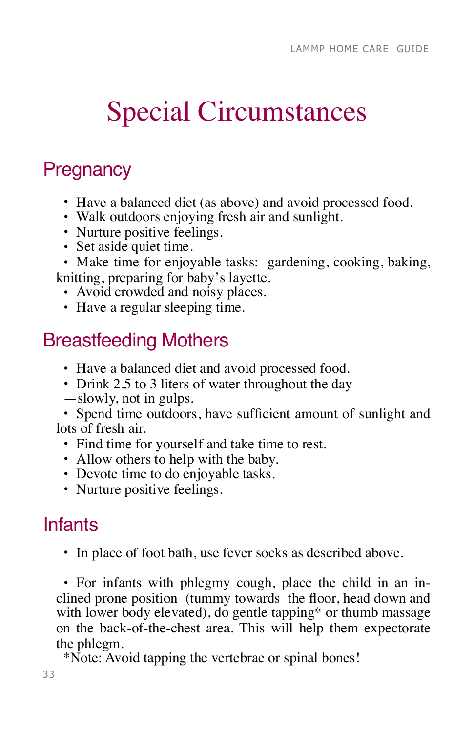# Special Circumstances

## Pregnancy

- Have a balanced diet (as above) and avoid processed food.
- Walk outdoors enjoying fresh air and sunlight.
- Nurture positive feelings.
- Set aside quiet time.
- Make time for enjoyable tasks: gardening, cooking, baking, knitting, preparing for baby's layette.
- Avoid crowded and noisy places.
- Have a regular sleeping time.

## Breastfeeding Mothers

- Have a balanced diet and avoid processed food.
- Drink 2.5 to 3 liters of water throughout the day —slowly, not in gulps.
- Spend time outdoors, have sufficient amount of sunlight and lots of fresh air.
- Find time for yourself and take time to rest.
- Allow others to help with the baby.
- Devote time to do enjoyable tasks.
- Nurture positive feelings.

## Infants

- In place of foot bath, use fever socks as described above.

- For infants with phlegmy cough, place the child in an inclined prone position (tummy towards the floor, head down and with lower body elevated), do gentle tapping* or thumb massage on the back-of-the-chest area. This will help them expectorate the phlegm.

*Note: Avoid tapping the vertebrae or spinal bones!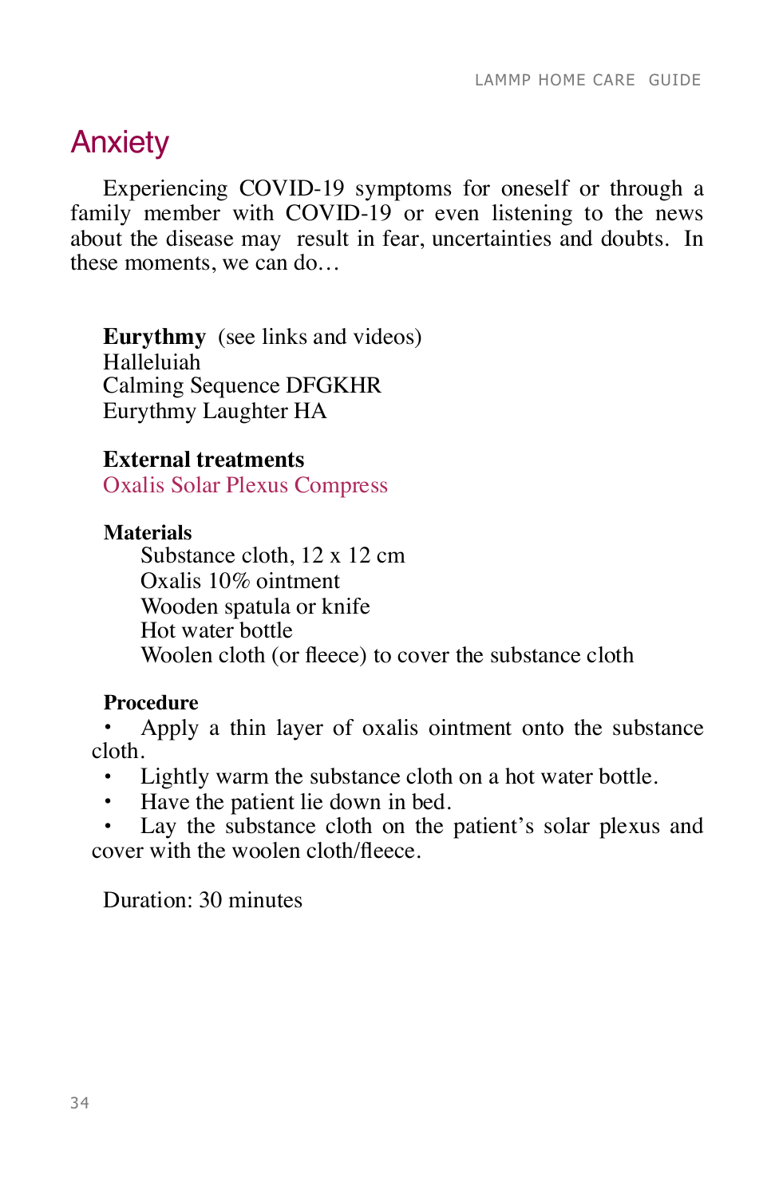# Anxiety

Experiencing COVID-19 symptoms for oneself or through a family member with COVID-19 or even listening to the news about the disease may result in fear, uncertainties and doubts. In these moments, we can do…

**Eurythmy** (see links and videos)
Halleluiah
Calming Sequence DFGKHR
Eurythmy Laughter HA

**External treatments**
Oxalis Solar Plexus Compress

**Materials**

- Substance cloth, 12 x 12 cm
- Oxalis 10% ointment
- Wooden spatula or knife
- Hot water bottle
- Woolen cloth (or fleece) to cover the substance cloth

**Procedure**

- Apply a thin layer of oxalis ointment onto the substance cloth.
- Lightly warm the substance cloth on a hot water bottle.
- Have the patient lie down in bed.
- Lay the substance cloth on the patient's solar plexus and cover with the woolen cloth/fleece.

Duration: 30 minutes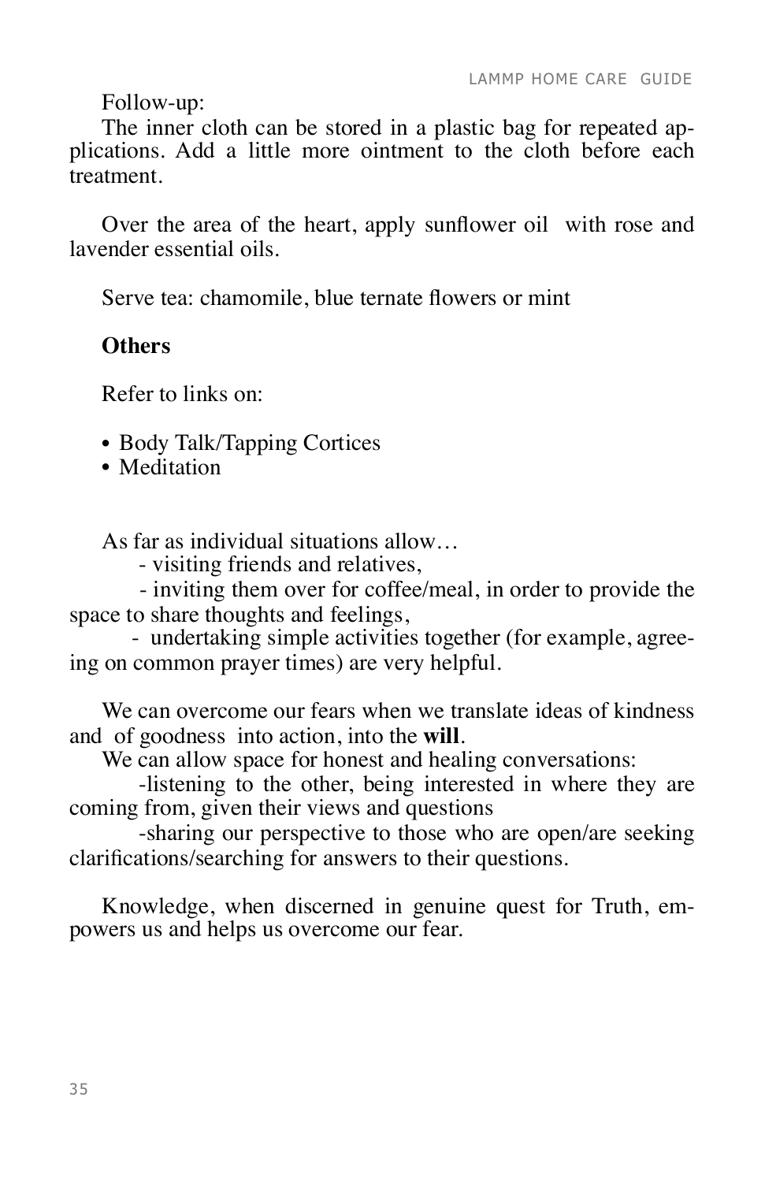Follow-up:

The inner cloth can be stored in a plastic bag for repeated applications. Add a little more ointment to the cloth before each treatment.

Over the area of the heart, apply sunflower oil with rose and lavender essential oils.

Serve tea: chamomile, blue ternate flowers or mint

**Others**

Refer to links on:

- Body Talk/Tapping Cortices
- Meditation

As far as individual situations allow…

- visiting friends and relatives,
- inviting them over for coffee/meal, in order to provide the space to share thoughts and feelings,
- undertaking simple activities together (for example, agreeing on common prayer times) are very helpful.

We can overcome our fears when we translate ideas of kindness and of goodness into action, into the **will**.

We can allow space for honest and healing conversations:

- listening to the other, being interested in where they are coming from, given their views and questions
- sharing our perspective to those who are open/are seeking clarifications/searching for answers to their questions.

Knowledge, when discerned in genuine quest for Truth, empowers us and helps us overcome our fear.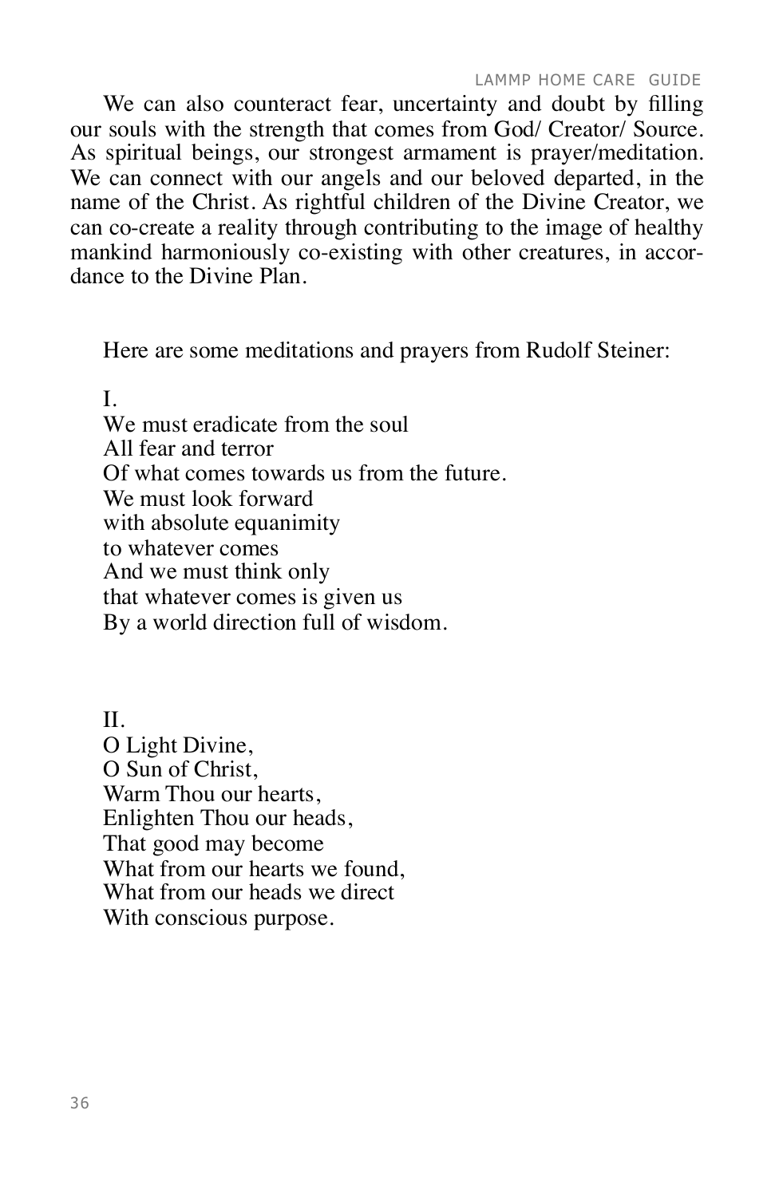We can also counteract fear, uncertainty and doubt by filling our souls with the strength that comes from God/ Creator/ Source. As spiritual beings, our strongest armament is prayer/meditation. We can connect with our angels and our beloved departed, in the name of the Christ. As rightful children of the Divine Creator, we can co-create a reality through contributing to the image of healthy mankind harmoniously co-existing with other creatures, in accordance to the Divine Plan.

Here are some meditations and prayers from Rudolf Steiner:

I.
We must eradicate from the soul
All fear and terror
Of what comes towards us from the future.
We must look forward
with absolute equanimity
to whatever comes
And we must think only
that whatever comes is given us
By a world direction full of wisdom.

II.
O Light Divine,
O Sun of Christ,
Warm Thou our hearts,
Enlighten Thou our heads,
That good may become
What from our hearts we found,
What from our heads we direct
With conscious purpose.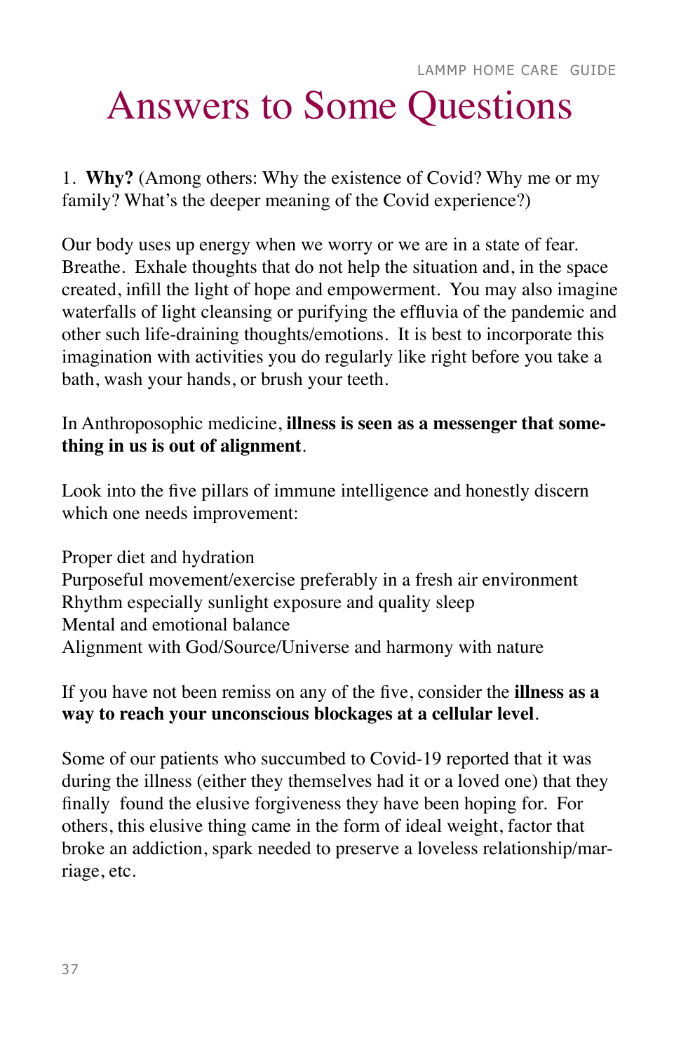# Answers to Some Questions

1. **Why?** (Among others: Why the existence of Covid? Why me or my family? What's the deeper meaning of the Covid experience?)

Our body uses up energy when we worry or we are in a state of fear. Breathe. Exhale thoughts that do not help the situation and, in the space created, infill the light of hope and empowerment. You may also imagine waterfalls of light cleansing or purifying the effluvia of the pandemic and other such life-draining thoughts/emotions. It is best to incorporate this imagination with activities you do regularly like right before you take a bath, wash your hands, or brush your teeth.

In Anthroposophic medicine, **illness is seen as a messenger that something in us is out of alignment**.

Look into the five pillars of immune intelligence and honestly discern which one needs improvement:

Proper diet and hydration
Purposeful movement/exercise preferably in a fresh air environment
Rhythm especially sunlight exposure and quality sleep
Mental and emotional balance
Alignment with God/Source/Universe and harmony with nature

If you have not been remiss on any of the five, consider the **illness as a way to reach your unconscious blockages at a cellular level**.

Some of our patients who succumbed to Covid-19 reported that it was during the illness (either they themselves had it or a loved one) that they finally found the elusive forgiveness they have been hoping for. For others, this elusive thing came in the form of ideal weight, factor that broke an addiction, spark needed to preserve a loveless relationship/marriage, etc.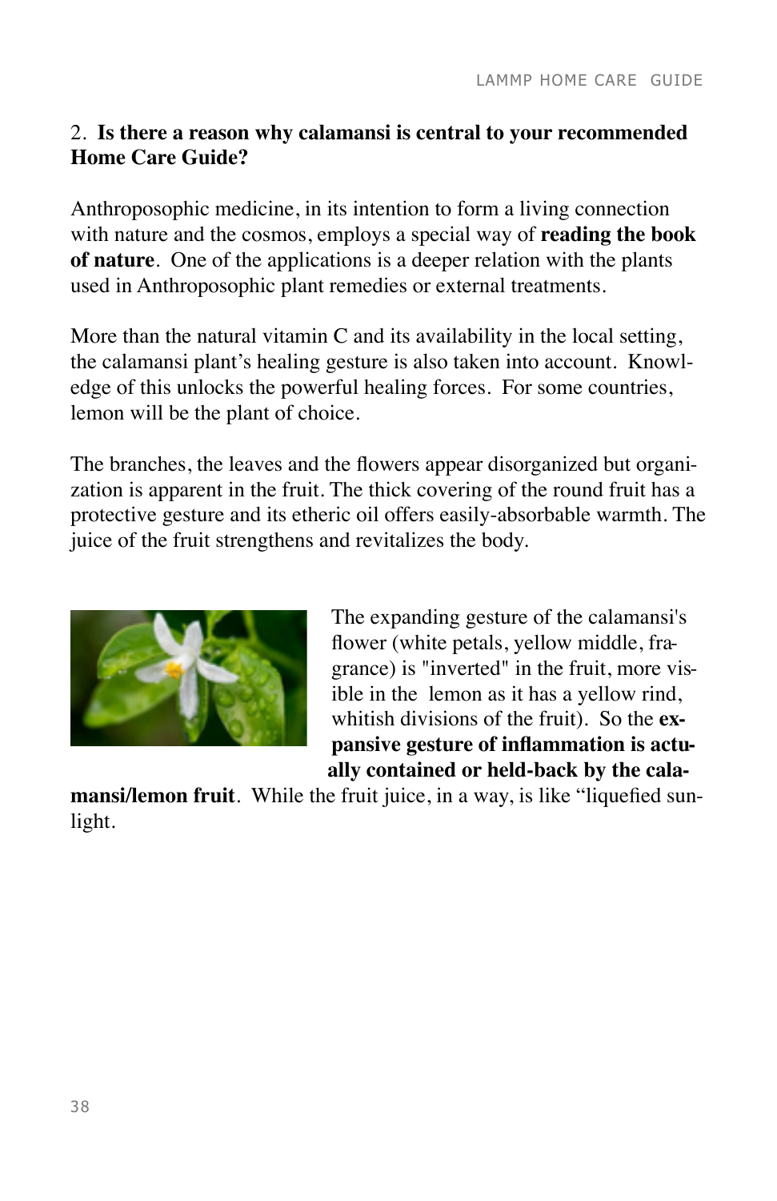2. **Is there a reason why calamansi is central to your recommended Home Care Guide?**

Anthroposophic medicine, in its intention to form a living connection with nature and the cosmos, employs a special way of **reading the book of nature**. One of the applications is a deeper relation with the plants used in Anthroposophic plant remedies or external treatments.

More than the natural vitamin C and its availability in the local setting, the calamansi plant's healing gesture is also taken into account. Knowledge of this unlocks the powerful healing forces. For some countries, lemon will be the plant of choice.

The branches, the leaves and the flowers appear disorganized but organization is apparent in the fruit. The thick covering of the round fruit has a protective gesture and its etheric oil offers easily-absorbable warmth. The juice of the fruit strengthens and revitalizes the body.

The expanding gesture of the calamansi's flower (white petals, yellow middle, fragrance) is "inverted" in the fruit, more visible in the lemon as it has a yellow rind, whitish divisions of the fruit). So the **expansive gesture of inflammation is actually contained or held-back by the calamansi/lemon fruit**. While the fruit juice, in a way, is like "liquefied sunlight.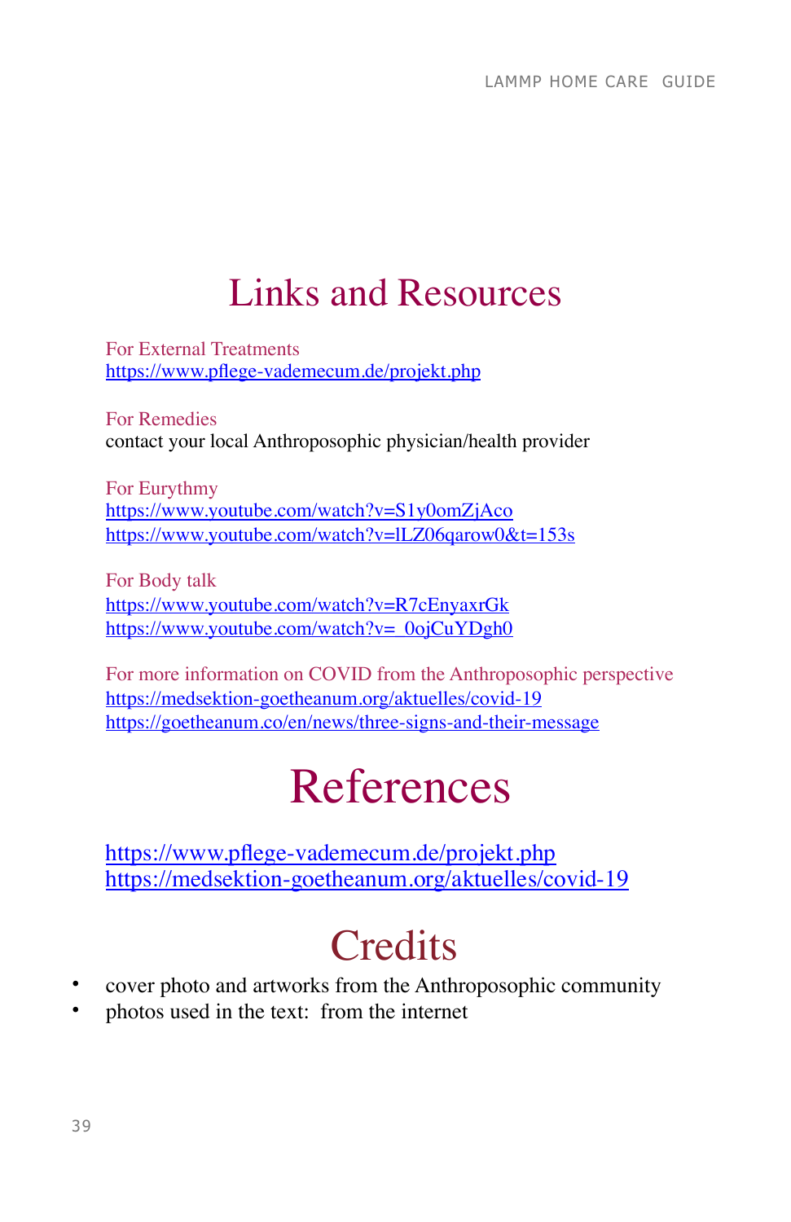# Links and Resources

For External Treatments
https://www.pflege-vademecum.de/projekt.php

For Remedies
contact your local Anthroposophic physician/health provider

For Eurythmy
https://www.youtube.com/watch?v=S1y0omZjAco
https://www.youtube.com/watch?v=lLZ06qarow0&t=153s

For Body talk
https://www.youtube.com/watch?v=R7cEnyaxrGk
https://www.youtube.com/watch?v=_0ojCuYDgh0

For more information on COVID from the Anthroposophic perspective
https://medsektion-goetheanum.org/aktuelles/covid-19
https://goetheanum.co/en/news/three-signs-and-their-message

# References

https://www.pflege-vademecum.de/projekt.php
https://medsektion-goetheanum.org/aktuelles/covid-19

# Credits

- cover photo and artworks from the Anthroposophic community
- photos used in the text: from the internet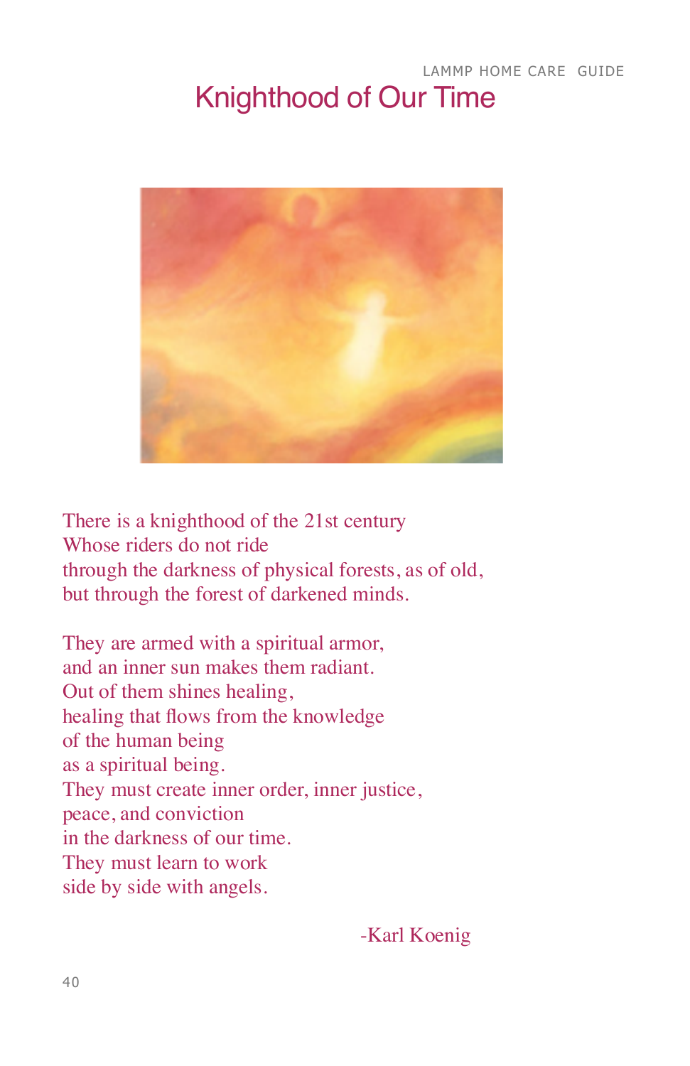# Knighthood of Our Time

There is a knighthood of the 21st century
Whose riders do not ride
through the darkness of physical forests, as of old,
but through the forest of darkened minds.

They are armed with a spiritual armor,
and an inner sun makes them radiant.
Out of them shines healing,
healing that flows from the knowledge
of the human being
as a spiritual being.
They must create inner order, inner justice,
peace, and conviction
in the darkness of our time.
They must learn to work
side by side with angels.

-Karl Koenig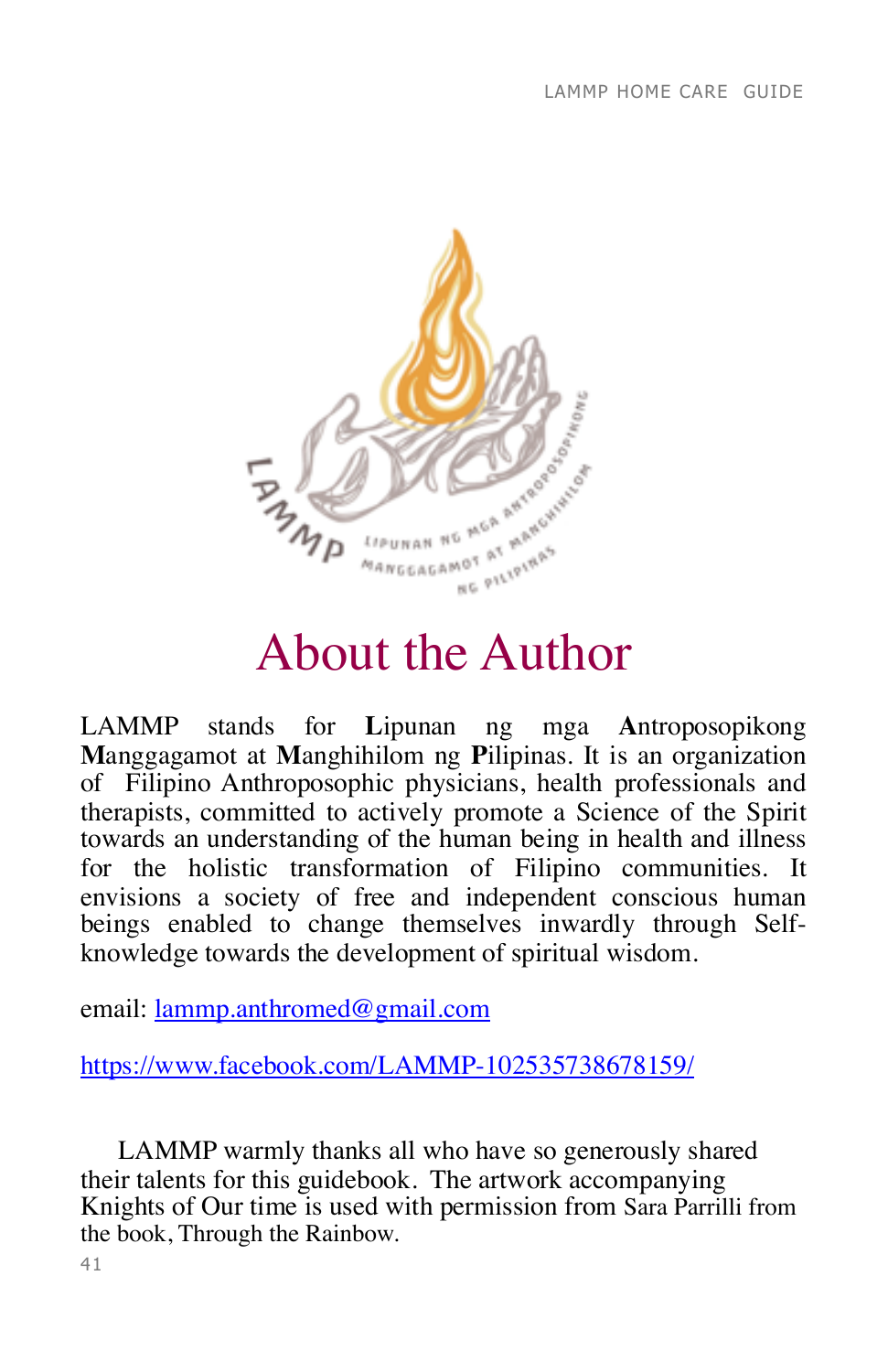# About the Author

LAMMP stands for **L**ipunan ng mga **A**ntroposopikong **M**anggagamot at **M**anghihilom ng **P**ilipinas. It is an organization of Filipino Anthroposophic physicians, health professionals and therapists, committed to actively promote a Science of the Spirit towards an understanding of the human being in health and illness for the holistic transformation of Filipino communities. It envisions a society of free and independent conscious human beings enabled to change themselves inwardly through Self-knowledge towards the development of spiritual wisdom.

email: lammp.anthromed@gmail.com

https://www.facebook.com/LAMMP-102535738678159/

LAMMP warmly thanks all who have so generously shared their talents for this guidebook. The artwork accompanying Knights of Our time is used with permission from Sara Parrilli from the book, Through the Rainbow.